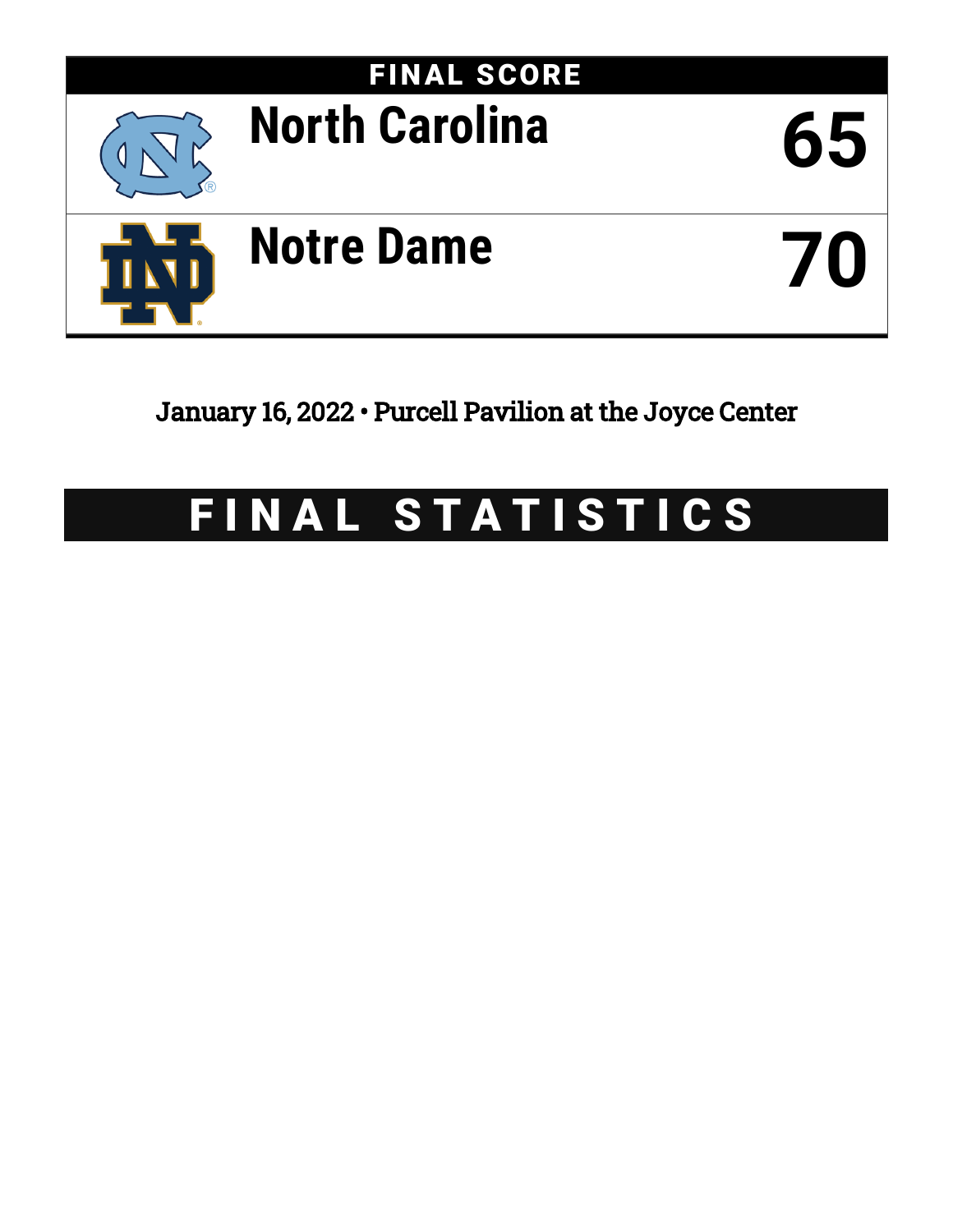## FINAL SCORE

| | |
|---|---|
| North Carolina | 65 |
| Notre Dame | 70 |

January 16, 2022 • Purcell Pavilion at the Joyce Center

# FINAL STATISTICS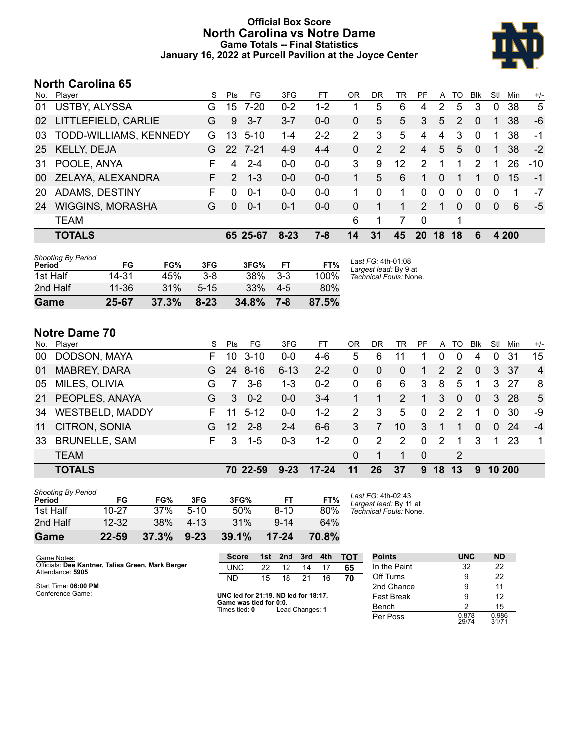# Official Box Score
## North Carolina vs Notre Dame
### Game Totals -- Final Statistics
### January 16, 2022 at Purcell Pavilion at the Joyce Center

## North Carolina 65

| No. | Player | S | Pts | FG | 3FG | FT | OR | DR | TR | PF | A | TO | Blk | Stl | Min | +/- |
|---|---|---|---|---|---|---|---|---|---|---|---|---|---|---|---|---|
| 01 | USTBY, ALYSSA | G | 15 | 7-20 | 0-2 | 1-2 | 1 | 5 | 6 | 4 | 2 | 5 | 3 | 0 | 38 | 5 |
| 02 | LITTLEFIELD, CARLIE | G | 9 | 3-7 | 3-7 | 0-0 | 0 | 5 | 5 | 3 | 5 | 2 | 0 | 1 | 38 | -6 |
| 03 | TODD-WILLIAMS, KENNEDY | G | 13 | 5-10 | 1-4 | 2-2 | 2 | 3 | 5 | 4 | 4 | 3 | 0 | 1 | 38 | -1 |
| 25 | KELLY, DEJA | G | 22 | 7-21 | 4-9 | 4-4 | 0 | 2 | 2 | 4 | 5 | 5 | 0 | 1 | 38 | -2 |
| 31 | POOLE, ANYA | F | 4 | 2-4 | 0-0 | 0-0 | 3 | 9 | 12 | 2 | 1 | 1 | 2 | 1 | 26 | -10 |
| 00 | ZELAYA, ALEXANDRA | F | 2 | 1-3 | 0-0 | 0-0 | 1 | 5 | 6 | 1 | 0 | 1 | 1 | 0 | 15 | -1 |
| 20 | ADAMS, DESTINY | F | 0 | 0-1 | 0-0 | 0-0 | 1 | 0 | 1 | 0 | 0 | 0 | 0 | 0 | 1 | -7 |
| 24 | WIGGINS, MORASHA | G | 0 | 0-1 | 0-1 | 0-0 | 0 | 1 | 1 | 2 | 1 | 0 | 0 | 0 | 6 | -5 |
| | TEAM | | | | | | 6 | 1 | 7 | 0 | | 1 | | | | |
| | **TOTALS** | | **65** | **25-67** | **8-23** | **7-8** | **14** | **31** | **45** | **20** | **18** | **18** | **6** | **4** | **200** | |

| Shooting By Period Period | FG | FG% | 3FG | 3FG% | FT | FT% |
|---|---|---|---|---|---|---|
| 1st Half | 14-31 | 45% | 3-8 | 38% | 3-3 | 100% |
| 2nd Half | 11-36 | 31% | 5-15 | 33% | 4-5 | 80% |
| **Game** | **25-67** | **37.3%** | **8-23** | **34.8%** | **7-8** | **87.5%** |

*Last FG:* 4th-01:08
*Largest lead:* By 9 at
*Technical Fouls:* None.

## Notre Dame 70

| No. | Player | S | Pts | FG | 3FG | FT | OR | DR | TR | PF | A | TO | Blk | Stl | Min | +/- |
|---|---|---|---|---|---|---|---|---|---|---|---|---|---|---|---|---|
| 00 | DODSON, MAYA | F | 10 | 3-10 | 0-0 | 4-6 | 5 | 6 | 11 | 1 | 0 | 0 | 4 | 0 | 31 | 15 |
| 01 | MABREY, DARA | G | 24 | 8-16 | 6-13 | 2-2 | 0 | 0 | 0 | 1 | 2 | 2 | 0 | 3 | 37 | 4 |
| 05 | MILES, OLIVIA | G | 7 | 3-6 | 1-3 | 0-2 | 0 | 6 | 6 | 3 | 8 | 5 | 1 | 3 | 27 | 8 |
| 21 | PEOPLES, ANAYA | G | 3 | 0-2 | 0-0 | 3-4 | 1 | 1 | 2 | 1 | 3 | 0 | 0 | 3 | 28 | 5 |
| 34 | WESTBELD, MADDY | F | 11 | 5-12 | 0-0 | 1-2 | 2 | 3 | 5 | 0 | 2 | 2 | 1 | 0 | 30 | -9 |
| 11 | CITRON, SONIA | G | 12 | 2-8 | 2-4 | 6-6 | 3 | 7 | 10 | 3 | 1 | 1 | 0 | 0 | 24 | -4 |
| 33 | BRUNELLE, SAM | F | 3 | 1-5 | 0-3 | 1-2 | 0 | 2 | 2 | 0 | 2 | 1 | 3 | 1 | 23 | 1 |
| | TEAM | | | | | | 0 | 1 | 1 | 0 | | 2 | | | | |
| | **TOTALS** | | **70** | **22-59** | **9-23** | **17-24** | **11** | **26** | **37** | **9** | **18** | **13** | **9** | **10** | **200** | |

| Shooting By Period Period | FG | FG% | 3FG | 3FG% | FT | FT% |
|---|---|---|---|---|---|---|
| 1st Half | 10-27 | 37% | 5-10 | 50% | 8-10 | 80% |
| 2nd Half | 12-32 | 38% | 4-13 | 31% | 9-14 | 64% |
| **Game** | **22-59** | **37.3%** | **9-23** | **39.1%** | **17-24** | **70.8%** |

*Last FG:* 4th-02:43
*Largest lead:* By 11 at
*Technical Fouls:* None.

Game Notes:
Officials: **Dee Kantner, Talisa Green, Mark Berger**
Attendance: **5905**

Start Time: **06:00 PM**
Conference Game;

| Score | 1st | 2nd | 3rd | 4th | TOT |
|---|---|---|---|---|---|
| UNC | 22 | 12 | 14 | 17 | **65** |
| ND | 15 | 18 | 21 | 16 | **70** |

**UNC led for 21:19. ND led for 18:17.**
**Game was tied for 0:0.**
Times tied: **0** Lead Changes: **1**

| Points | UNC | ND |
|---|---|---|
| In the Paint | 32 | 22 |
| Off Turns | 9 | 22 |
| 2nd Chance | 9 | 11 |
| Fast Break | 9 | 12 |
| Bench | 2 | 15 |
| Per Poss | 0.878 29/74 | 0.986 31/71 |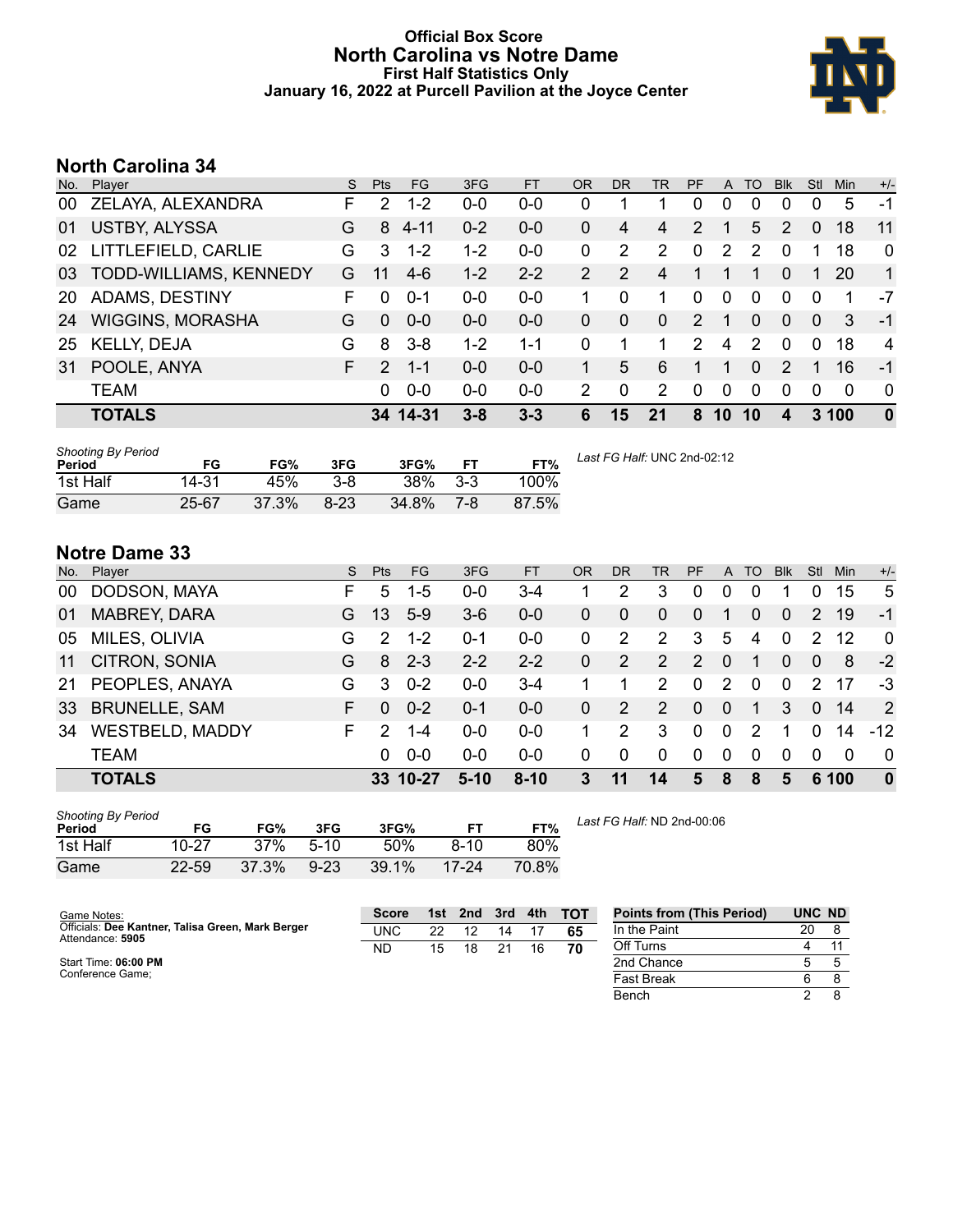# Official Box Score
## North Carolina vs Notre Dame
### First Half Statistics Only
### January 16, 2022 at Purcell Pavilion at the Joyce Center

## North Carolina 34

| No. | Player | S | Pts | FG | 3FG | FT | OR | DR | TR | PF | A | TO | Blk | Stl | Min | +/- |
|---|---|---|---|---|---|---|---|---|---|---|---|---|---|---|---|---|
| 00 | ZELAYA, ALEXANDRA | F | 2 | 1-2 | 0-0 | 0-0 | 0 | 1 | 1 | 0 | 0 | 0 | 0 | 0 | 5 | -1 |
| 01 | USTBY, ALYSSA | G | 8 | 4-11 | 0-2 | 0-0 | 0 | 4 | 4 | 2 | 1 | 5 | 2 | 0 | 18 | 11 |
| 02 | LITTLEFIELD, CARLIE | G | 3 | 1-2 | 1-2 | 0-0 | 0 | 2 | 2 | 0 | 2 | 2 | 0 | 1 | 18 | 0 |
| 03 | TODD-WILLIAMS, KENNEDY | G | 11 | 4-6 | 1-2 | 2-2 | 2 | 2 | 4 | 1 | 1 | 1 | 0 | 1 | 20 | 1 |
| 20 | ADAMS, DESTINY | F | 0 | 0-1 | 0-0 | 0-0 | 1 | 0 | 1 | 0 | 0 | 0 | 0 | 0 | 1 | -7 |
| 24 | WIGGINS, MORASHA | G | 0 | 0-0 | 0-0 | 0-0 | 0 | 0 | 0 | 2 | 1 | 0 | 0 | 0 | 3 | -1 |
| 25 | KELLY, DEJA | G | 8 | 3-8 | 1-2 | 1-1 | 0 | 1 | 1 | 2 | 4 | 2 | 0 | 0 | 18 | 4 |
| 31 | POOLE, ANYA | F | 2 | 1-1 | 0-0 | 0-0 | 1 | 5 | 6 | 1 | 1 | 0 | 2 | 1 | 16 | -1 |
| | TEAM | | 0 | 0-0 | 0-0 | 0-0 | 2 | 0 | 2 | 0 | 0 | 0 | 0 | 0 | 0 | 0 |
| | **TOTALS** | | **34** | **14-31** | **3-8** | **3-3** | **6** | **15** | **21** | **8** | **10** | **10** | **4** | **3** | **100** | **0** |

| Shooting By Period Period | FG | FG% | 3FG | 3FG% | FT | FT% |
|---|---|---|---|---|---|---|
| 1st Half | 14-31 | 45% | 3-8 | 38% | 3-3 | 100% |
| Game | 25-67 | 37.3% | 8-23 | 34.8% | 7-8 | 87.5% |

*Last FG Half:* UNC 2nd-02:12

## Notre Dame 33

| No. | Player | S | Pts | FG | 3FG | FT | OR | DR | TR | PF | A | TO | Blk | Stl | Min | +/- |
|---|---|---|---|---|---|---|---|---|---|---|---|---|---|---|---|---|
| 00 | DODSON, MAYA | F | 5 | 1-5 | 0-0 | 3-4 | 1 | 2 | 3 | 0 | 0 | 0 | 1 | 0 | 15 | 5 |
| 01 | MABREY, DARA | G | 13 | 5-9 | 3-6 | 0-0 | 0 | 0 | 0 | 0 | 1 | 0 | 0 | 2 | 19 | -1 |
| 05 | MILES, OLIVIA | G | 2 | 1-2 | 0-1 | 0-0 | 0 | 2 | 2 | 3 | 5 | 4 | 0 | 2 | 12 | 0 |
| 11 | CITRON, SONIA | G | 8 | 2-3 | 2-2 | 2-2 | 0 | 2 | 2 | 2 | 0 | 1 | 0 | 0 | 8 | -2 |
| 21 | PEOPLES, ANAYA | G | 3 | 0-2 | 0-0 | 3-4 | 1 | 1 | 2 | 0 | 2 | 0 | 0 | 2 | 17 | -3 |
| 33 | BRUNELLE, SAM | F | 0 | 0-2 | 0-1 | 0-0 | 0 | 2 | 2 | 0 | 0 | 1 | 3 | 0 | 14 | 2 |
| 34 | WESTBELD, MADDY | F | 2 | 1-4 | 0-0 | 0-0 | 1 | 2 | 3 | 0 | 0 | 2 | 1 | 0 | 14 | -12 |
| | TEAM | | 0 | 0-0 | 0-0 | 0-0 | 0 | 0 | 0 | 0 | 0 | 0 | 0 | 0 | 0 | 0 |
| | **TOTALS** | | **33** | **10-27** | **5-10** | **8-10** | **3** | **11** | **14** | **5** | **8** | **8** | **5** | **6** | **100** | **0** |

| Shooting By Period Period | FG | FG% | 3FG | 3FG% | FT | FT% |
|---|---|---|---|---|---|---|
| 1st Half | 10-27 | 37% | 5-10 | 50% | 8-10 | 80% |
| Game | 22-59 | 37.3% | 9-23 | 39.1% | 17-24 | 70.8% |

*Last FG Half:* ND 2nd-00:06

Game Notes:
Officials: **Dee Kantner, Talisa Green, Mark Berger**
Attendance: **5905**

Start Time: **06:00 PM**
Conference Game;

| Score | 1st | 2nd | 3rd | 4th | TOT |
|---|---|---|---|---|---|
| UNC | 22 | 12 | 14 | 17 | **65** |
| ND | 15 | 18 | 21 | 16 | **70** |

| Points from (This Period) | UNC | ND |
|---|---|---|
| In the Paint | 20 | 8 |
| Off Turns | 4 | 11 |
| 2nd Chance | 5 | 5 |
| Fast Break | 6 | 8 |
| Bench | 2 | 8 |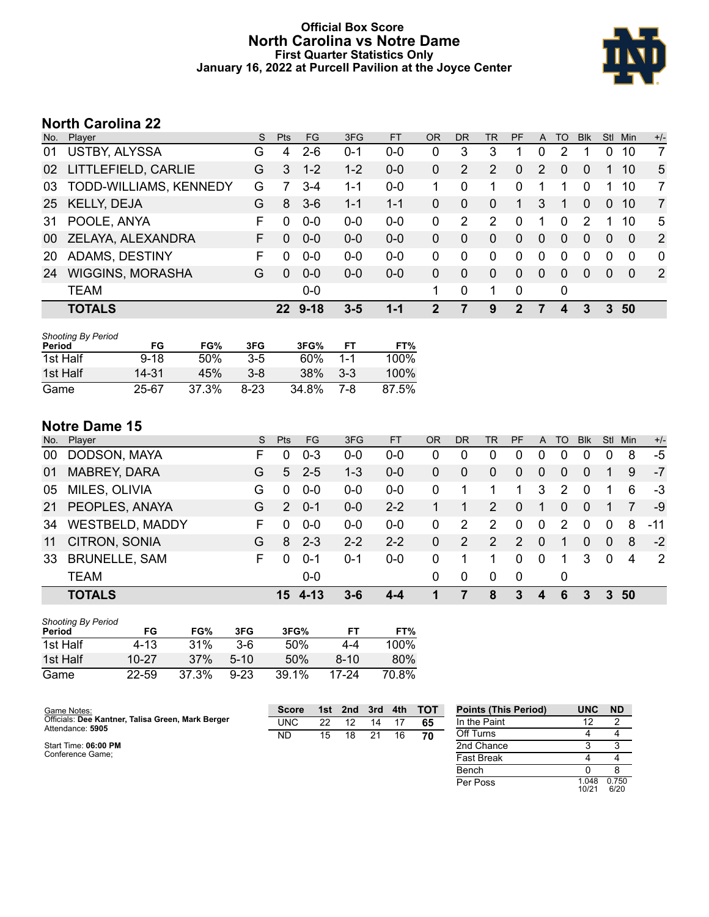# Official Box Score
## North Carolina vs Notre Dame
### First Quarter Statistics Only
### January 16, 2022 at Purcell Pavilion at the Joyce Center

## North Carolina 22

| No. | Player | S | Pts | FG | 3FG | FT | OR | DR | TR | PF | A | TO | Blk | Stl | Min | +/- |
|---|---|---|---|---|---|---|---|---|---|---|---|---|---|---|---|---|
| 01 | USTBY, ALYSSA | G | 4 | 2-6 | 0-1 | 0-0 | 0 | 3 | 3 | 1 | 0 | 2 | 1 | 0 | 10 | 7 |
| 02 | LITTLEFIELD, CARLIE | G | 3 | 1-2 | 1-2 | 0-0 | 0 | 2 | 2 | 0 | 2 | 0 | 0 | 1 | 10 | 5 |
| 03 | TODD-WILLIAMS, KENNEDY | G | 7 | 3-4 | 1-1 | 0-0 | 1 | 0 | 1 | 0 | 1 | 1 | 0 | 1 | 10 | 7 |
| 25 | KELLY, DEJA | G | 8 | 3-6 | 1-1 | 1-1 | 0 | 0 | 0 | 1 | 3 | 1 | 0 | 0 | 10 | 7 |
| 31 | POOLE, ANYA | F | 0 | 0-0 | 0-0 | 0-0 | 0 | 2 | 2 | 0 | 1 | 0 | 2 | 1 | 10 | 5 |
| 00 | ZELAYA, ALEXANDRA | F | 0 | 0-0 | 0-0 | 0-0 | 0 | 0 | 0 | 0 | 0 | 0 | 0 | 0 | 0 | 2 |
| 20 | ADAMS, DESTINY | F | 0 | 0-0 | 0-0 | 0-0 | 0 | 0 | 0 | 0 | 0 | 0 | 0 | 0 | 0 | 0 |
| 24 | WIGGINS, MORASHA | G | 0 | 0-0 | 0-0 | 0-0 | 0 | 0 | 0 | 0 | 0 | 0 | 0 | 0 | 0 | 2 |
| | TEAM | | | 0-0 | | | 1 | 0 | 1 | 0 | | 0 | | | | |
| | **TOTALS** | | **22** | **9-18** | **3-5** | **1-1** | **2** | **7** | **9** | **2** | **7** | **4** | **3** | **3** | **50** | |

*Shooting By Period*

| Period | FG | FG% | 3FG | 3FG% | FT | FT% |
|---|---|---|---|---|---|---|
| 1st Half | 9-18 | 50% | 3-5 | 60% | 1-1 | 100% |
| 1st Half | 14-31 | 45% | 3-8 | 38% | 3-3 | 100% |
| Game | 25-67 | 37.3% | 8-23 | 34.8% | 7-8 | 87.5% |

## Notre Dame 15

| No. | Player | S | Pts | FG | 3FG | FT | OR | DR | TR | PF | A | TO | Blk | Stl | Min | +/- |
|---|---|---|---|---|---|---|---|---|---|---|---|---|---|---|---|---|
| 00 | DODSON, MAYA | F | 0 | 0-3 | 0-0 | 0-0 | 0 | 0 | 0 | 0 | 0 | 0 | 0 | 0 | 8 | -5 |
| 01 | MABREY, DARA | G | 5 | 2-5 | 1-3 | 0-0 | 0 | 0 | 0 | 0 | 0 | 0 | 0 | 1 | 9 | -7 |
| 05 | MILES, OLIVIA | G | 0 | 0-0 | 0-0 | 0-0 | 0 | 1 | 1 | 1 | 3 | 2 | 0 | 1 | 6 | -3 |
| 21 | PEOPLES, ANAYA | G | 2 | 0-1 | 0-0 | 2-2 | 1 | 1 | 2 | 0 | 1 | 0 | 0 | 1 | 7 | -9 |
| 34 | WESTBELD, MADDY | F | 0 | 0-0 | 0-0 | 0-0 | 0 | 2 | 2 | 0 | 0 | 2 | 0 | 0 | 8 | -11 |
| 11 | CITRON, SONIA | G | 8 | 2-3 | 2-2 | 2-2 | 0 | 2 | 2 | 2 | 0 | 1 | 0 | 0 | 8 | -2 |
| 33 | BRUNELLE, SAM | F | 0 | 0-1 | 0-1 | 0-0 | 0 | 1 | 1 | 0 | 0 | 1 | 3 | 0 | 4 | 2 |
| | TEAM | | | 0-0 | | | 0 | 0 | 0 | 0 | | 0 | | | | |
| | **TOTALS** | | **15** | **4-13** | **3-6** | **4-4** | **1** | **7** | **8** | **3** | **4** | **6** | **3** | **3** | **50** | |

*Shooting By Period*

| Period | FG | FG% | 3FG | 3FG% | FT | FT% |
|---|---|---|---|---|---|---|
| 1st Half | 4-13 | 31% | 3-6 | 50% | 4-4 | 100% |
| 1st Half | 10-27 | 37% | 5-10 | 50% | 8-10 | 80% |
| Game | 22-59 | 37.3% | 9-23 | 39.1% | 17-24 | 70.8% |

Game Notes:
Officials: **Dee Kantner, Talisa Green, Mark Berger**
Attendance: **5905**

Start Time: **06:00 PM**
Conference Game;

| Score | 1st | 2nd | 3rd | 4th | TOT |
|---|---|---|---|---|---|
| UNC | 22 | 12 | 14 | 17 | 65 |
| ND | 15 | 18 | 21 | 16 | 70 |

| Points (This Period) | UNC | ND |
|---|---|---|
| In the Paint | 12 | 2 |
| Off Turns | 4 | 4 |
| 2nd Chance | 3 | 3 |
| Fast Break | 4 | 4 |
| Bench | 0 | 8 |
| Per Poss | 1.048 10/21 | 0.750 6/20 |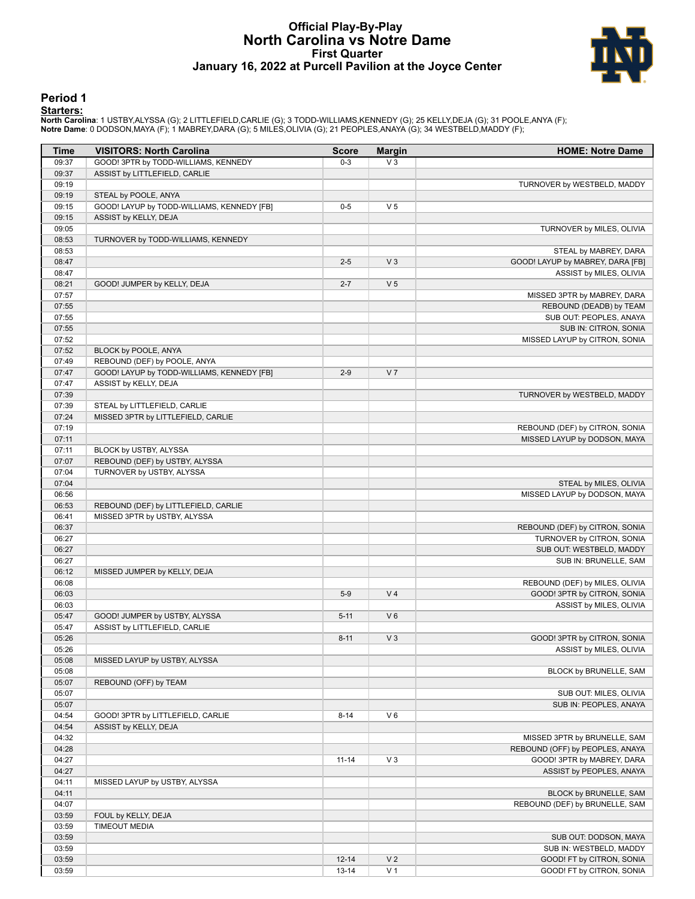# Official Play-By-Play
## North Carolina vs Notre Dame
### First Quarter
### January 16, 2022 at Purcell Pavilion at the Joyce Center

## Period 1

**Starters:**

**North Carolina**: 1 USTBY,ALYSSA (G); 2 LITTLEFIELD,CARLIE (G); 3 TODD-WILLIAMS,KENNEDY (G); 25 KELLY,DEJA (G); 31 POOLE,ANYA (F);
**Notre Dame**: 0 DODSON,MAYA (F); 1 MABREY,DARA (G); 5 MILES,OLIVIA (G); 21 PEOPLES,ANAYA (G); 34 WESTBELD,MADDY (F);

| Time | VISITORS: North Carolina | Score | Margin | HOME: Notre Dame |
|---|---|---|---|---|
| 09:37 | GOOD! 3PTR by TODD-WILLIAMS, KENNEDY | 0-3 | V 3 | |
| 09:37 | ASSIST by LITTLEFIELD, CARLIE | | | |
| 09:19 | | | | TURNOVER by WESTBELD, MADDY |
| 09:19 | STEAL by POOLE, ANYA | | | |
| 09:15 | GOOD! LAYUP by TODD-WILLIAMS, KENNEDY [FB] | 0-5 | V 5 | |
| 09:15 | ASSIST by KELLY, DEJA | | | |
| 09:05 | | | | TURNOVER by MILES, OLIVIA |
| 08:53 | TURNOVER by TODD-WILLIAMS, KENNEDY | | | |
| 08:53 | | | | STEAL by MABREY, DARA |
| 08:47 | | 2-5 | V 3 | GOOD! LAYUP by MABREY, DARA [FB] |
| 08:47 | | | | ASSIST by MILES, OLIVIA |
| 08:21 | GOOD! JUMPER by KELLY, DEJA | 2-7 | V 5 | |
| 07:57 | | | | MISSED 3PTR by MABREY, DARA |
| 07:55 | | | | REBOUND (DEADB) by TEAM |
| 07:55 | | | | SUB OUT: PEOPLES, ANAYA |
| 07:55 | | | | SUB IN: CITRON, SONIA |
| 07:52 | | | | MISSED LAYUP by CITRON, SONIA |
| 07:52 | BLOCK by POOLE, ANYA | | | |
| 07:49 | REBOUND (DEF) by POOLE, ANYA | | | |
| 07:47 | GOOD! LAYUP by TODD-WILLIAMS, KENNEDY [FB] | 2-9 | V 7 | |
| 07:47 | ASSIST by KELLY, DEJA | | | |
| 07:39 | | | | TURNOVER by WESTBELD, MADDY |
| 07:39 | STEAL by LITTLEFIELD, CARLIE | | | |
| 07:24 | MISSED 3PTR by LITTLEFIELD, CARLIE | | | |
| 07:19 | | | | REBOUND (DEF) by CITRON, SONIA |
| 07:11 | | | | MISSED LAYUP by DODSON, MAYA |
| 07:11 | BLOCK by USTBY, ALYSSA | | | |
| 07:07 | REBOUND (DEF) by USTBY, ALYSSA | | | |
| 07:04 | TURNOVER by USTBY, ALYSSA | | | |
| 07:04 | | | | STEAL by MILES, OLIVIA |
| 06:56 | | | | MISSED LAYUP by DODSON, MAYA |
| 06:53 | REBOUND (DEF) by LITTLEFIELD, CARLIE | | | |
| 06:41 | MISSED 3PTR by USTBY, ALYSSA | | | |
| 06:37 | | | | REBOUND (DEF) by CITRON, SONIA |
| 06:27 | | | | TURNOVER by CITRON, SONIA |
| 06:27 | | | | SUB OUT: WESTBELD, MADDY |
| 06:27 | | | | SUB IN: BRUNELLE, SAM |
| 06:12 | MISSED JUMPER by KELLY, DEJA | | | |
| 06:08 | | | | REBOUND (DEF) by MILES, OLIVIA |
| 06:03 | | 5-9 | V 4 | GOOD! 3PTR by CITRON, SONIA |
| 06:03 | | | | ASSIST by MILES, OLIVIA |
| 05:47 | GOOD! JUMPER by USTBY, ALYSSA | 5-11 | V 6 | |
| 05:47 | ASSIST by LITTLEFIELD, CARLIE | | | |
| 05:26 | | 8-11 | V 3 | GOOD! 3PTR by CITRON, SONIA |
| 05:26 | | | | ASSIST by MILES, OLIVIA |
| 05:08 | MISSED LAYUP by USTBY, ALYSSA | | | |
| 05:08 | | | | BLOCK by BRUNELLE, SAM |
| 05:07 | REBOUND (OFF) by TEAM | | | |
| 05:07 | | | | SUB OUT: MILES, OLIVIA |
| 05:07 | | | | SUB IN: PEOPLES, ANAYA |
| 04:54 | GOOD! 3PTR by LITTLEFIELD, CARLIE | 8-14 | V 6 | |
| 04:54 | ASSIST by KELLY, DEJA | | | |
| 04:32 | | | | MISSED 3PTR by BRUNELLE, SAM |
| 04:28 | | | | REBOUND (OFF) by PEOPLES, ANAYA |
| 04:27 | | 11-14 | V 3 | GOOD! 3PTR by MABREY, DARA |
| 04:27 | | | | ASSIST by PEOPLES, ANAYA |
| 04:11 | MISSED LAYUP by USTBY, ALYSSA | | | |
| 04:11 | | | | BLOCK by BRUNELLE, SAM |
| 04:07 | | | | REBOUND (DEF) by BRUNELLE, SAM |
| 03:59 | FOUL by KELLY, DEJA | | | |
| 03:59 | TIMEOUT MEDIA | | | |
| 03:59 | | | | SUB OUT: DODSON, MAYA |
| 03:59 | | | | SUB IN: WESTBELD, MADDY |
| 03:59 | | 12-14 | V 2 | GOOD! FT by CITRON, SONIA |
| 03:59 | | 13-14 | V 1 | GOOD! FT by CITRON, SONIA |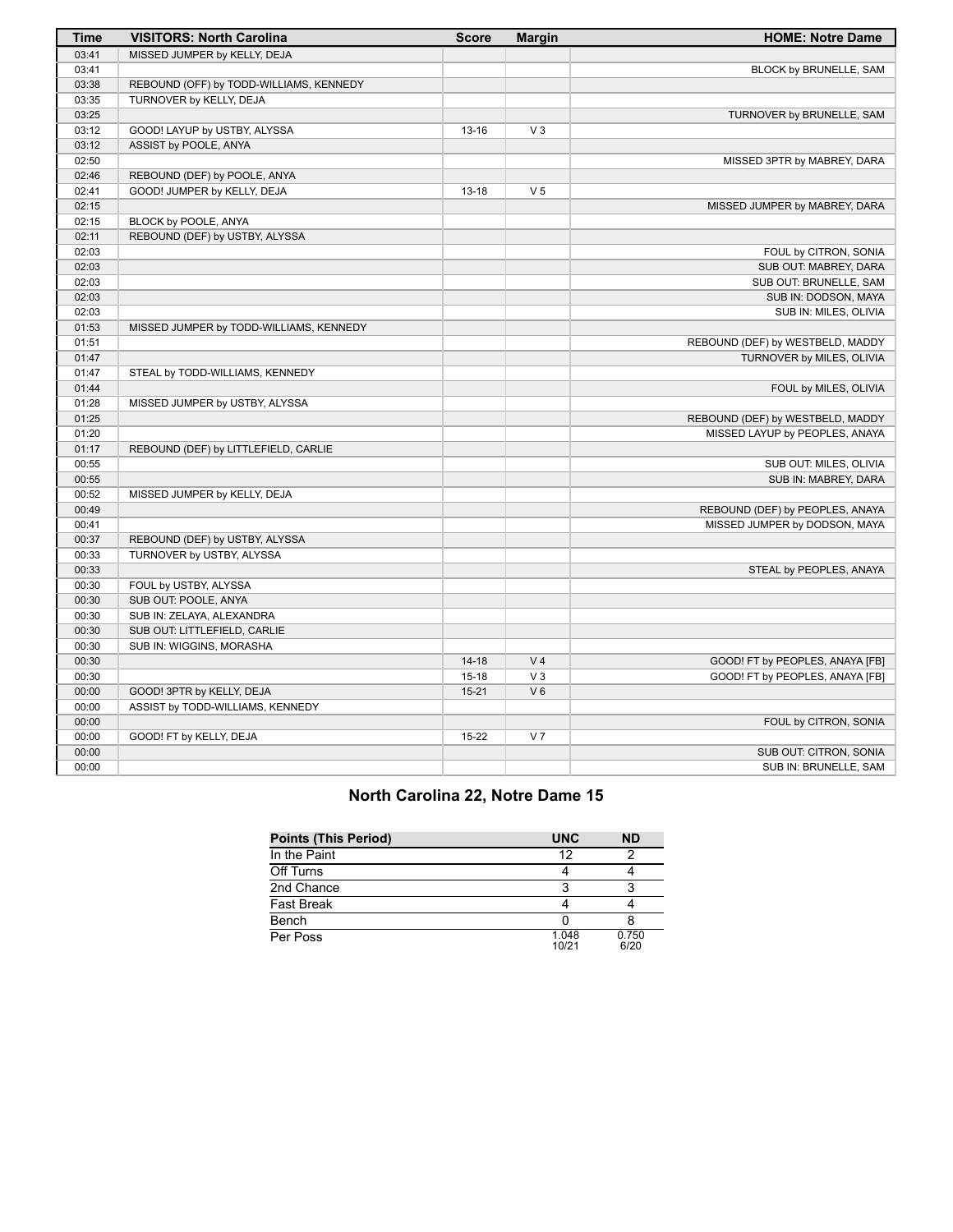| Time | VISITORS: North Carolina | Score | Margin | HOME: Notre Dame |
|---|---|---|---|---|
| 03:41 | MISSED JUMPER by KELLY, DEJA | | | |
| 03:41 | | | | BLOCK by BRUNELLE, SAM |
| 03:38 | REBOUND (OFF) by TODD-WILLIAMS, KENNEDY | | | |
| 03:35 | TURNOVER by KELLY, DEJA | | | |
| 03:25 | | | | TURNOVER by BRUNELLE, SAM |
| 03:12 | GOOD! LAYUP by USTBY, ALYSSA | 13-16 | V 3 | |
| 03:12 | ASSIST by POOLE, ANYA | | | |
| 02:50 | | | | MISSED 3PTR by MABREY, DARA |
| 02:46 | REBOUND (DEF) by POOLE, ANYA | | | |
| 02:41 | GOOD! JUMPER by KELLY, DEJA | 13-18 | V 5 | |
| 02:15 | | | | MISSED JUMPER by MABREY, DARA |
| 02:15 | BLOCK by POOLE, ANYA | | | |
| 02:11 | REBOUND (DEF) by USTBY, ALYSSA | | | |
| 02:03 | | | | FOUL by CITRON, SONIA |
| 02:03 | | | | SUB OUT: MABREY, DARA |
| 02:03 | | | | SUB OUT: BRUNELLE, SAM |
| 02:03 | | | | SUB IN: DODSON, MAYA |
| 02:03 | | | | SUB IN: MILES, OLIVIA |
| 01:53 | MISSED JUMPER by TODD-WILLIAMS, KENNEDY | | | |
| 01:51 | | | | REBOUND (DEF) by WESTBELD, MADDY |
| 01:47 | | | | TURNOVER by MILES, OLIVIA |
| 01:47 | STEAL by TODD-WILLIAMS, KENNEDY | | | |
| 01:44 | | | | FOUL by MILES, OLIVIA |
| 01:28 | MISSED JUMPER by USTBY, ALYSSA | | | |
| 01:25 | | | | REBOUND (DEF) by WESTBELD, MADDY |
| 01:20 | | | | MISSED LAYUP by PEOPLES, ANAYA |
| 01:17 | REBOUND (DEF) by LITTLEFIELD, CARLIE | | | |
| 00:55 | | | | SUB OUT: MILES, OLIVIA |
| 00:55 | | | | SUB IN: MABREY, DARA |
| 00:52 | MISSED JUMPER by KELLY, DEJA | | | |
| 00:49 | | | | REBOUND (DEF) by PEOPLES, ANAYA |
| 00:41 | | | | MISSED JUMPER by DODSON, MAYA |
| 00:37 | REBOUND (DEF) by USTBY, ALYSSA | | | |
| 00:33 | TURNOVER by USTBY, ALYSSA | | | |
| 00:33 | | | | STEAL by PEOPLES, ANAYA |
| 00:30 | FOUL by USTBY, ALYSSA | | | |
| 00:30 | SUB OUT: POOLE, ANYA | | | |
| 00:30 | SUB IN: ZELAYA, ALEXANDRA | | | |
| 00:30 | SUB OUT: LITTLEFIELD, CARLIE | | | |
| 00:30 | SUB IN: WIGGINS, MORASHA | | | |
| 00:30 | | 14-18 | V 4 | GOOD! FT by PEOPLES, ANAYA [FB] |
| 00:30 | | 15-18 | V 3 | GOOD! FT by PEOPLES, ANAYA [FB] |
| 00:00 | GOOD! 3PTR by KELLY, DEJA | 15-21 | V 6 | |
| 00:00 | ASSIST by TODD-WILLIAMS, KENNEDY | | | |
| 00:00 | | | | FOUL by CITRON, SONIA |
| 00:00 | GOOD! FT by KELLY, DEJA | 15-22 | V 7 | |
| 00:00 | | | | SUB OUT: CITRON, SONIA |
| 00:00 | | | | SUB IN: BRUNELLE, SAM |

## North Carolina 22, Notre Dame 15

| Points (This Period) | UNC | ND |
|---|---|---|
| In the Paint | 12 | 2 |
| Off Turns | 4 | 4 |
| 2nd Chance | 3 | 3 |
| Fast Break | 4 | 4 |
| Bench | 0 | 8 |
| Per Poss | 1.048 10/21 | 0.750 6/20 |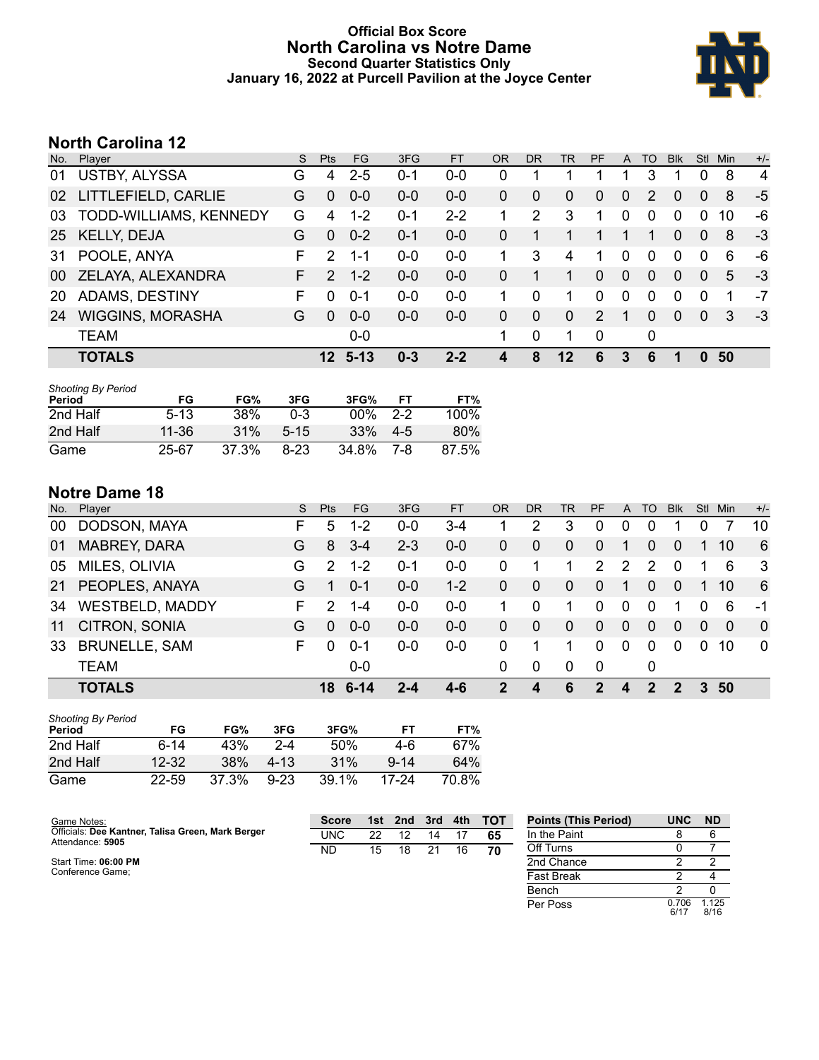# Official Box Score
## North Carolina vs Notre Dame
### Second Quarter Statistics Only
### January 16, 2022 at Purcell Pavilion at the Joyce Center

## North Carolina 12

| No. | Player | S | Pts | FG | 3FG | FT | OR | DR | TR | PF | A | TO | Blk | Stl | Min | +/- |
|---|---|---|---|---|---|---|---|---|---|---|---|---|---|---|---|---|
| 01 | USTBY, ALYSSA | G | 4 | 2-5 | 0-1 | 0-0 | 0 | 1 | 1 | 1 | 1 | 3 | 1 | 0 | 8 | 4 |
| 02 | LITTLEFIELD, CARLIE | G | 0 | 0-0 | 0-0 | 0-0 | 0 | 0 | 0 | 0 | 0 | 2 | 0 | 0 | 8 | -5 |
| 03 | TODD-WILLIAMS, KENNEDY | G | 4 | 1-2 | 0-1 | 2-2 | 1 | 2 | 3 | 1 | 0 | 0 | 0 | 0 | 10 | -6 |
| 25 | KELLY, DEJA | G | 0 | 0-2 | 0-1 | 0-0 | 0 | 1 | 1 | 1 | 1 | 1 | 0 | 0 | 8 | -3 |
| 31 | POOLE, ANYA | F | 2 | 1-1 | 0-0 | 0-0 | 1 | 3 | 4 | 1 | 0 | 0 | 0 | 0 | 6 | -6 |
| 00 | ZELAYA, ALEXANDRA | F | 2 | 1-2 | 0-0 | 0-0 | 0 | 1 | 1 | 0 | 0 | 0 | 0 | 0 | 5 | -3 |
| 20 | ADAMS, DESTINY | F | 0 | 0-1 | 0-0 | 0-0 | 1 | 0 | 1 | 0 | 0 | 0 | 0 | 0 | 1 | -7 |
| 24 | WIGGINS, MORASHA | G | 0 | 0-0 | 0-0 | 0-0 | 0 | 0 | 0 | 2 | 1 | 0 | 0 | 0 | 3 | -3 |
| | TEAM | | | 0-0 | | | 1 | 0 | 1 | 0 | | 0 | | | | |
| | **TOTALS** | | **12** | **5-13** | **0-3** | **2-2** | **4** | **8** | **12** | **6** | **3** | **6** | **1** | **0** | **50** | |

*Shooting By Period*

| Period | FG | FG% | 3FG | 3FG% | FT | FT% |
|---|---|---|---|---|---|---|
| 2nd Half | 5-13 | 38% | 0-3 | 00% | 2-2 | 100% |
| 2nd Half | 11-36 | 31% | 5-15 | 33% | 4-5 | 80% |
| Game | 25-67 | 37.3% | 8-23 | 34.8% | 7-8 | 87.5% |

## Notre Dame 18

| No. | Player | S | Pts | FG | 3FG | FT | OR | DR | TR | PF | A | TO | Blk | Stl | Min | +/- |
|---|---|---|---|---|---|---|---|---|---|---|---|---|---|---|---|---|
| 00 | DODSON, MAYA | F | 5 | 1-2 | 0-0 | 3-4 | 1 | 2 | 3 | 0 | 0 | 0 | 1 | 0 | 7 | 10 |
| 01 | MABREY, DARA | G | 8 | 3-4 | 2-3 | 0-0 | 0 | 0 | 0 | 0 | 1 | 0 | 0 | 1 | 10 | 6 |
| 05 | MILES, OLIVIA | G | 2 | 1-2 | 0-1 | 0-0 | 0 | 1 | 1 | 2 | 2 | 2 | 0 | 1 | 6 | 3 |
| 21 | PEOPLES, ANAYA | G | 1 | 0-1 | 0-0 | 1-2 | 0 | 0 | 0 | 0 | 1 | 0 | 0 | 1 | 10 | 6 |
| 34 | WESTBELD, MADDY | F | 2 | 1-4 | 0-0 | 0-0 | 1 | 0 | 1 | 0 | 0 | 0 | 1 | 0 | 6 | -1 |
| 11 | CITRON, SONIA | G | 0 | 0-0 | 0-0 | 0-0 | 0 | 0 | 0 | 0 | 0 | 0 | 0 | 0 | 0 | 0 |
| 33 | BRUNELLE, SAM | F | 0 | 0-1 | 0-0 | 0-0 | 0 | 1 | 1 | 0 | 0 | 0 | 0 | 0 | 10 | 0 |
| | TEAM | | | 0-0 | | | 0 | 0 | 0 | 0 | | 0 | | | | |
| | **TOTALS** | | **18** | **6-14** | **2-4** | **4-6** | **2** | **4** | **6** | **2** | **4** | **2** | **2** | **3** | **50** | |

*Shooting By Period*

| Period | FG | FG% | 3FG | 3FG% | FT | FT% |
|---|---|---|---|---|---|---|
| 2nd Half | 6-14 | 43% | 2-4 | 50% | 4-6 | 67% |
| 2nd Half | 12-32 | 38% | 4-13 | 31% | 9-14 | 64% |
| Game | 22-59 | 37.3% | 9-23 | 39.1% | 17-24 | 70.8% |

Game Notes:
Officials: **Dee Kantner, Talisa Green, Mark Berger**
Attendance: **5905**

Start Time: **06:00 PM**
Conference Game;

| Score | 1st | 2nd | 3rd | 4th | TOT |
|---|---|---|---|---|---|
| UNC | 22 | 12 | 14 | 17 | 65 |
| ND | 15 | 18 | 21 | 16 | 70 |

| Points (This Period) | UNC | ND |
|---|---|---|
| In the Paint | 8 | 6 |
| Off Turns | 0 | 7 |
| 2nd Chance | 2 | 2 |
| Fast Break | 2 | 4 |
| Bench | 2 | 0 |
| Per Poss | 0.706 6/17 | 1.125 8/16 |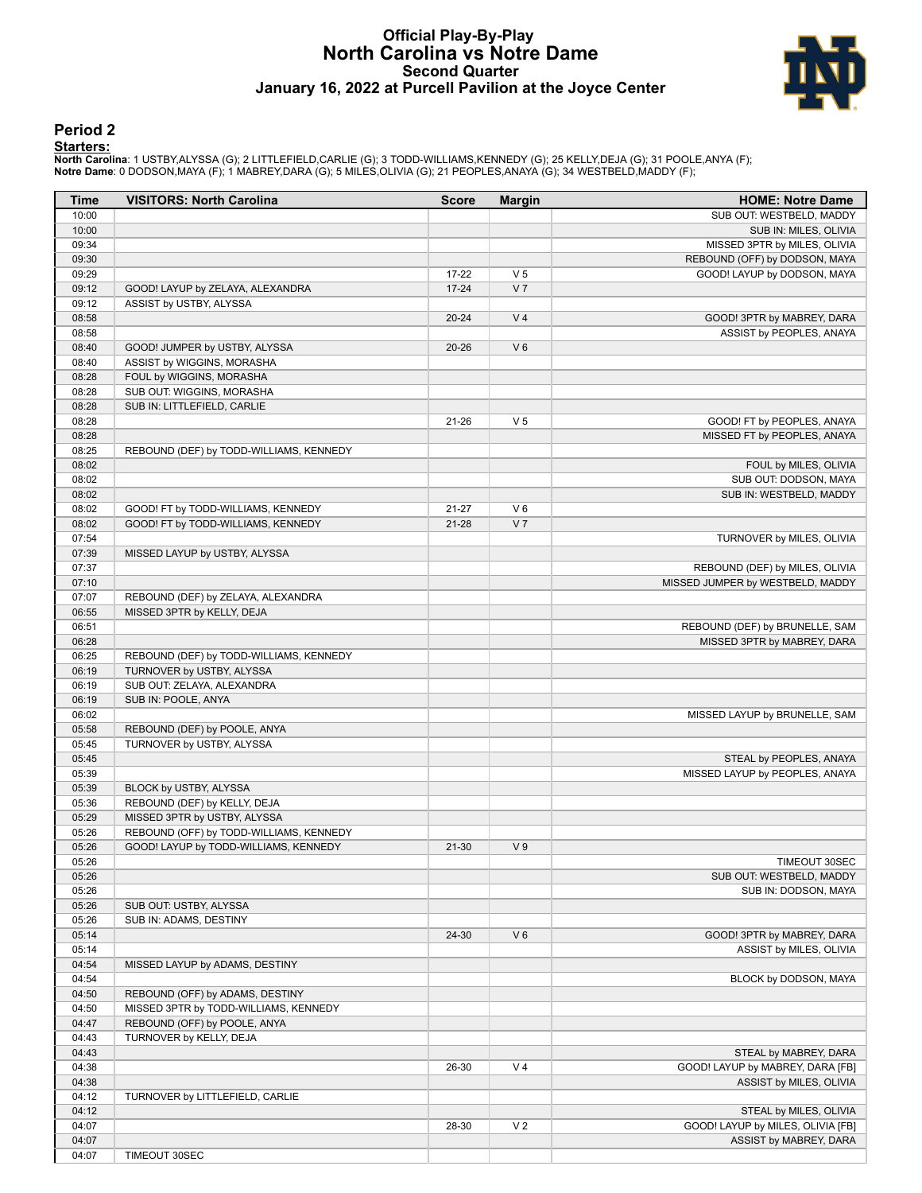# Official Play-By-Play
# North Carolina vs Notre Dame
## Second Quarter
### January 16, 2022 at Purcell Pavilion at the Joyce Center

## Period 2

**Starters:**

**North Carolina**: 1 USTBY,ALYSSA (G); 2 LITTLEFIELD,CARLIE (G); 3 TODD-WILLIAMS,KENNEDY (G); 25 KELLY,DEJA (G); 31 POOLE,ANYA (F);
**Notre Dame**: 0 DODSON,MAYA (F); 1 MABREY,DARA (G); 5 MILES,OLIVIA (G); 21 PEOPLES,ANAYA (G); 34 WESTBELD,MADDY (F);

| Time | VISITORS: North Carolina | Score | Margin | HOME: Notre Dame |
|---|---|---|---|---|
| 10:00 | | | | SUB OUT: WESTBELD, MADDY |
| 10:00 | | | | SUB IN: MILES, OLIVIA |
| 09:34 | | | | MISSED 3PTR by MILES, OLIVIA |
| 09:30 | | | | REBOUND (OFF) by DODSON, MAYA |
| 09:29 | | 17-22 | V 5 | GOOD! LAYUP by DODSON, MAYA |
| 09:12 | GOOD! LAYUP by ZELAYA, ALEXANDRA | 17-24 | V 7 | |
| 09:12 | ASSIST by USTBY, ALYSSA | | | |
| 08:58 | | 20-24 | V 4 | GOOD! 3PTR by MABREY, DARA |
| 08:58 | | | | ASSIST by PEOPLES, ANAYA |
| 08:40 | GOOD! JUMPER by USTBY, ALYSSA | 20-26 | V 6 | |
| 08:40 | ASSIST by WIGGINS, MORASHA | | | |
| 08:28 | FOUL by WIGGINS, MORASHA | | | |
| 08:28 | SUB OUT: WIGGINS, MORASHA | | | |
| 08:28 | SUB IN: LITTLEFIELD, CARLIE | | | |
| 08:28 | | 21-26 | V 5 | GOOD! FT by PEOPLES, ANAYA |
| 08:28 | | | | MISSED FT by PEOPLES, ANAYA |
| 08:25 | REBOUND (DEF) by TODD-WILLIAMS, KENNEDY | | | |
| 08:02 | | | | FOUL by MILES, OLIVIA |
| 08:02 | | | | SUB OUT: DODSON, MAYA |
| 08:02 | | | | SUB IN: WESTBELD, MADDY |
| 08:02 | GOOD! FT by TODD-WILLIAMS, KENNEDY | 21-27 | V 6 | |
| 08:02 | GOOD! FT by TODD-WILLIAMS, KENNEDY | 21-28 | V 7 | |
| 07:54 | | | | TURNOVER by MILES, OLIVIA |
| 07:39 | MISSED LAYUP by USTBY, ALYSSA | | | |
| 07:37 | | | | REBOUND (DEF) by MILES, OLIVIA |
| 07:10 | | | | MISSED JUMPER by WESTBELD, MADDY |
| 07:07 | REBOUND (DEF) by ZELAYA, ALEXANDRA | | | |
| 06:55 | MISSED 3PTR by KELLY, DEJA | | | |
| 06:51 | | | | REBOUND (DEF) by BRUNELLE, SAM |
| 06:28 | | | | MISSED 3PTR by MABREY, DARA |
| 06:25 | REBOUND (DEF) by TODD-WILLIAMS, KENNEDY | | | |
| 06:19 | TURNOVER by USTBY, ALYSSA | | | |
| 06:19 | SUB OUT: ZELAYA, ALEXANDRA | | | |
| 06:19 | SUB IN: POOLE, ANYA | | | |
| 06:02 | | | | MISSED LAYUP by BRUNELLE, SAM |
| 05:58 | REBOUND (DEF) by POOLE, ANYA | | | |
| 05:45 | TURNOVER by USTBY, ALYSSA | | | |
| 05:45 | | | | STEAL by PEOPLES, ANAYA |
| 05:39 | | | | MISSED LAYUP by PEOPLES, ANAYA |
| 05:39 | BLOCK by USTBY, ALYSSA | | | |
| 05:36 | REBOUND (DEF) by KELLY, DEJA | | | |
| 05:29 | MISSED 3PTR by USTBY, ALYSSA | | | |
| 05:26 | REBOUND (OFF) by TODD-WILLIAMS, KENNEDY | | | |
| 05:26 | GOOD! LAYUP by TODD-WILLIAMS, KENNEDY | 21-30 | V 9 | |
| 05:26 | | | | TIMEOUT 30SEC |
| 05:26 | | | | SUB OUT: WESTBELD, MADDY |
| 05:26 | | | | SUB IN: DODSON, MAYA |
| 05:26 | SUB OUT: USTBY, ALYSSA | | | |
| 05:26 | SUB IN: ADAMS, DESTINY | | | |
| 05:14 | | 24-30 | V 6 | GOOD! 3PTR by MABREY, DARA |
| 05:14 | | | | ASSIST by MILES, OLIVIA |
| 04:54 | MISSED LAYUP by ADAMS, DESTINY | | | |
| 04:54 | | | | BLOCK by DODSON, MAYA |
| 04:50 | REBOUND (OFF) by ADAMS, DESTINY | | | |
| 04:50 | MISSED 3PTR by TODD-WILLIAMS, KENNEDY | | | |
| 04:47 | REBOUND (OFF) by POOLE, ANYA | | | |
| 04:43 | TURNOVER by KELLY, DEJA | | | |
| 04:43 | | | | STEAL by MABREY, DARA |
| 04:38 | | 26-30 | V 4 | GOOD! LAYUP by MABREY, DARA [FB] |
| 04:38 | | | | ASSIST by MILES, OLIVIA |
| 04:12 | TURNOVER by LITTLEFIELD, CARLIE | | | |
| 04:12 | | | | STEAL by MILES, OLIVIA |
| 04:07 | | 28-30 | V 2 | GOOD! LAYUP by MILES, OLIVIA [FB] |
| 04:07 | | | | ASSIST by MABREY, DARA |
| 04:07 | TIMEOUT 30SEC | | | |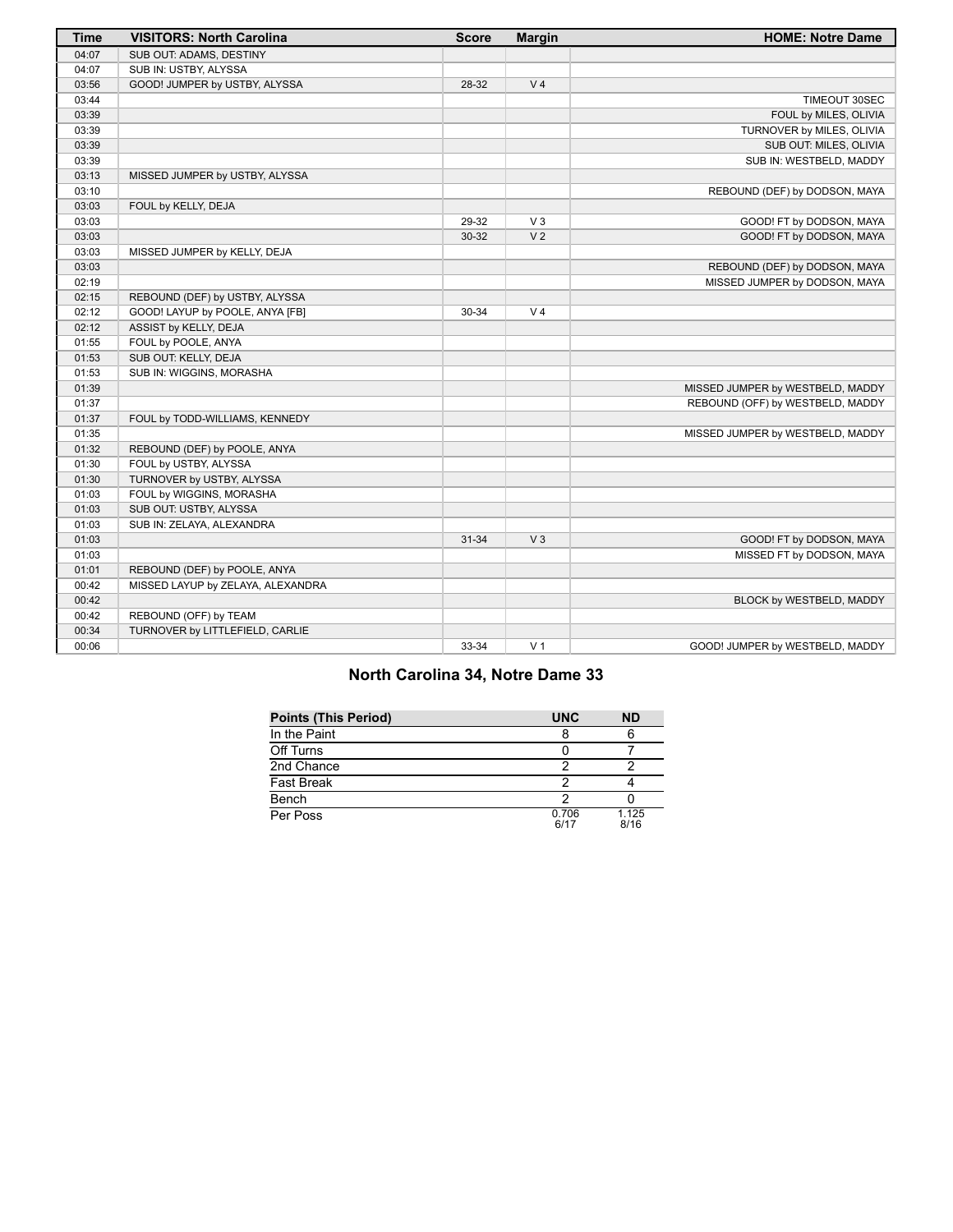| Time | VISITORS: North Carolina | Score | Margin | HOME: Notre Dame |
|---|---|---|---|---|
| 04:07 | SUB OUT: ADAMS, DESTINY | | | |
| 04:07 | SUB IN: USTBY, ALYSSA | | | |
| 03:56 | GOOD! JUMPER by USTBY, ALYSSA | 28-32 | V 4 | |
| 03:44 | | | | TIMEOUT 30SEC |
| 03:39 | | | | FOUL by MILES, OLIVIA |
| 03:39 | | | | TURNOVER by MILES, OLIVIA |
| 03:39 | | | | SUB OUT: MILES, OLIVIA |
| 03:39 | | | | SUB IN: WESTBELD, MADDY |
| 03:13 | MISSED JUMPER by USTBY, ALYSSA | | | |
| 03:10 | | | | REBOUND (DEF) by DODSON, MAYA |
| 03:03 | FOUL by KELLY, DEJA | | | |
| 03:03 | | 29-32 | V 3 | GOOD! FT by DODSON, MAYA |
| 03:03 | | 30-32 | V 2 | GOOD! FT by DODSON, MAYA |
| 03:03 | MISSED JUMPER by KELLY, DEJA | | | |
| 03:03 | | | | REBOUND (DEF) by DODSON, MAYA |
| 02:19 | | | | MISSED JUMPER by DODSON, MAYA |
| 02:15 | REBOUND (DEF) by USTBY, ALYSSA | | | |
| 02:12 | GOOD! LAYUP by POOLE, ANYA [FB] | 30-34 | V 4 | |
| 02:12 | ASSIST by KELLY, DEJA | | | |
| 01:55 | FOUL by POOLE, ANYA | | | |
| 01:53 | SUB OUT: KELLY, DEJA | | | |
| 01:53 | SUB IN: WIGGINS, MORASHA | | | |
| 01:39 | | | | MISSED JUMPER by WESTBELD, MADDY |
| 01:37 | | | | REBOUND (OFF) by WESTBELD, MADDY |
| 01:37 | FOUL by TODD-WILLIAMS, KENNEDY | | | |
| 01:35 | | | | MISSED JUMPER by WESTBELD, MADDY |
| 01:32 | REBOUND (DEF) by POOLE, ANYA | | | |
| 01:30 | FOUL by USTBY, ALYSSA | | | |
| 01:30 | TURNOVER by USTBY, ALYSSA | | | |
| 01:03 | FOUL by WIGGINS, MORASHA | | | |
| 01:03 | SUB OUT: USTBY, ALYSSA | | | |
| 01:03 | SUB IN: ZELAYA, ALEXANDRA | | | |
| 01:03 | | 31-34 | V 3 | GOOD! FT by DODSON, MAYA |
| 01:03 | | | | MISSED FT by DODSON, MAYA |
| 01:01 | REBOUND (DEF) by POOLE, ANYA | | | |
| 00:42 | MISSED LAYUP by ZELAYA, ALEXANDRA | | | |
| 00:42 | | | | BLOCK by WESTBELD, MADDY |
| 00:42 | REBOUND (OFF) by TEAM | | | |
| 00:34 | TURNOVER by LITTLEFIELD, CARLIE | | | |
| 00:06 | | 33-34 | V 1 | GOOD! JUMPER by WESTBELD, MADDY |

## North Carolina 34, Notre Dame 33

| Points (This Period) | UNC | ND |
|---|---|---|
| In the Paint | 8 | 6 |
| Off Turns | 0 | 7 |
| 2nd Chance | 2 | 2 |
| Fast Break | 2 | 4 |
| Bench | 2 | 0 |
| Per Poss | 0.706 6/17 | 1.125 8/16 |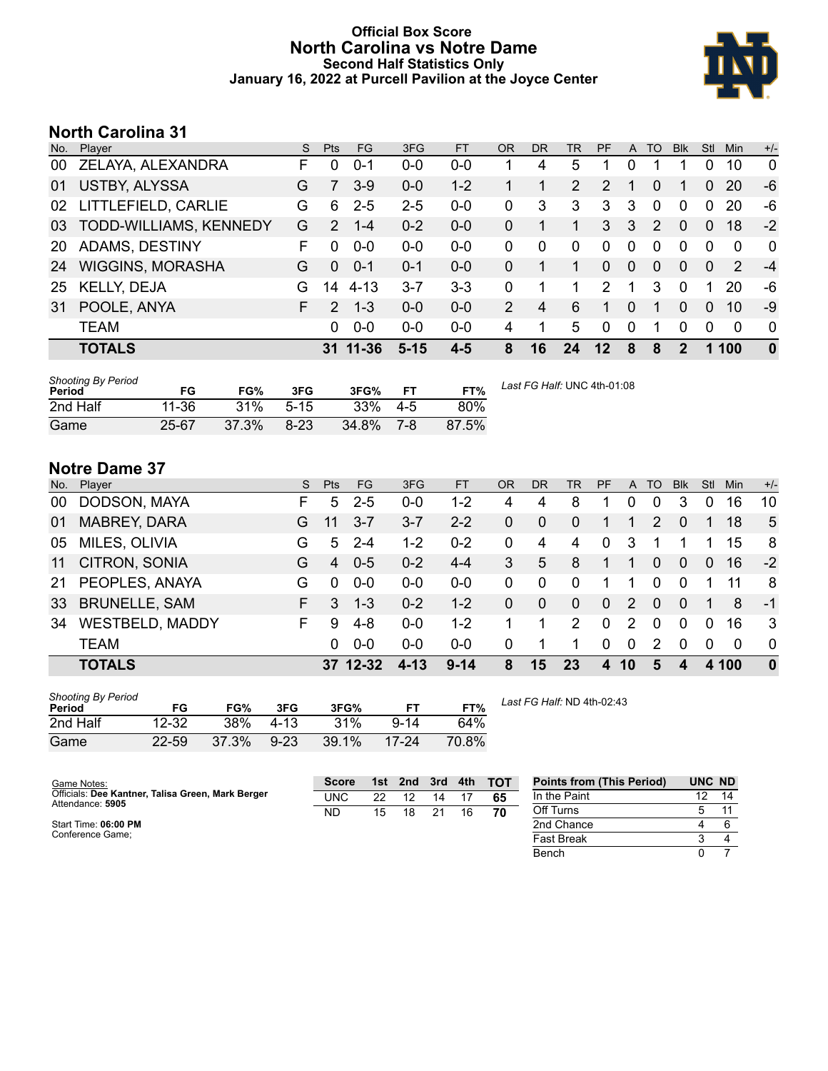# Official Box Score
## North Carolina vs Notre Dame
### Second Half Statistics Only
### January 16, 2022 at Purcell Pavilion at the Joyce Center

## North Carolina 31

| No. | Player | S | Pts | FG | 3FG | FT | OR | DR | TR | PF | A | TO | Blk | Stl | Min | +/- |
|---|---|---|---|---|---|---|---|---|---|---|---|---|---|---|---|---|
| 00 | ZELAYA, ALEXANDRA | F | 0 | 0-1 | 0-0 | 0-0 | 1 | 4 | 5 | 1 | 0 | 1 | 1 | 0 | 10 | 0 |
| 01 | USTBY, ALYSSA | G | 7 | 3-9 | 0-0 | 1-2 | 1 | 1 | 2 | 2 | 1 | 0 | 1 | 0 | 20 | -6 |
| 02 | LITTLEFIELD, CARLIE | G | 6 | 2-5 | 2-5 | 0-0 | 0 | 3 | 3 | 3 | 3 | 0 | 0 | 0 | 20 | -6 |
| 03 | TODD-WILLIAMS, KENNEDY | G | 2 | 1-4 | 0-2 | 0-0 | 0 | 1 | 1 | 3 | 3 | 2 | 0 | 0 | 18 | -2 |
| 20 | ADAMS, DESTINY | F | 0 | 0-0 | 0-0 | 0-0 | 0 | 0 | 0 | 0 | 0 | 0 | 0 | 0 | 0 | 0 |
| 24 | WIGGINS, MORASHA | G | 0 | 0-1 | 0-1 | 0-0 | 0 | 1 | 1 | 0 | 0 | 0 | 0 | 0 | 2 | -4 |
| 25 | KELLY, DEJA | G | 14 | 4-13 | 3-7 | 3-3 | 0 | 1 | 1 | 2 | 1 | 3 | 0 | 1 | 20 | -6 |
| 31 | POOLE, ANYA | F | 2 | 1-3 | 0-0 | 0-0 | 2 | 4 | 6 | 1 | 0 | 1 | 0 | 0 | 10 | -9 |
| | TEAM | | 0 | 0-0 | 0-0 | 0-0 | 4 | 1 | 5 | 0 | 0 | 1 | 0 | 0 | 0 | 0 |
| | **TOTALS** | | **31** | **11-36** | **5-15** | **4-5** | **8** | **16** | **24** | **12** | **8** | **8** | **2** | **1** | **100** | **0** |

*Shooting By Period*

| Period | FG | FG% | 3FG | 3FG% | FT | FT% |
|---|---|---|---|---|---|---|
| 2nd Half | 11-36 | 31% | 5-15 | 33% | 4-5 | 80% |
| Game | 25-67 | 37.3% | 8-23 | 34.8% | 7-8 | 87.5% |

*Last FG Half:* UNC 4th-01:08

## Notre Dame 37

| No. | Player | S | Pts | FG | 3FG | FT | OR | DR | TR | PF | A | TO | Blk | Stl | Min | +/- |
|---|---|---|---|---|---|---|---|---|---|---|---|---|---|---|---|---|
| 00 | DODSON, MAYA | F | 5 | 2-5 | 0-0 | 1-2 | 4 | 4 | 8 | 1 | 0 | 0 | 3 | 0 | 16 | 10 |
| 01 | MABREY, DARA | G | 11 | 3-7 | 3-7 | 2-2 | 0 | 0 | 0 | 1 | 1 | 2 | 0 | 1 | 18 | 5 |
| 05 | MILES, OLIVIA | G | 5 | 2-4 | 1-2 | 0-2 | 0 | 4 | 4 | 0 | 3 | 1 | 1 | 1 | 15 | 8 |
| 11 | CITRON, SONIA | G | 4 | 0-5 | 0-2 | 4-4 | 3 | 5 | 8 | 1 | 1 | 0 | 0 | 0 | 16 | -2 |
| 21 | PEOPLES, ANAYA | G | 0 | 0-0 | 0-0 | 0-0 | 0 | 0 | 0 | 1 | 1 | 0 | 0 | 1 | 11 | 8 |
| 33 | BRUNELLE, SAM | F | 3 | 1-3 | 0-2 | 1-2 | 0 | 0 | 0 | 0 | 2 | 0 | 0 | 1 | 8 | -1 |
| 34 | WESTBELD, MADDY | F | 9 | 4-8 | 0-0 | 1-2 | 1 | 1 | 2 | 0 | 2 | 0 | 0 | 0 | 16 | 3 |
| | TEAM | | 0 | 0-0 | 0-0 | 0-0 | 0 | 1 | 1 | 0 | 0 | 2 | 0 | 0 | 0 | 0 |
| | **TOTALS** | | **37** | **12-32** | **4-13** | **9-14** | **8** | **15** | **23** | **4** | **10** | **5** | **4** | **4** | **100** | **0** |

*Shooting By Period*

| Period | FG | FG% | 3FG | 3FG% | FT | FT% |
|---|---|---|---|---|---|---|
| 2nd Half | 12-32 | 38% | 4-13 | 31% | 9-14 | 64% |
| Game | 22-59 | 37.3% | 9-23 | 39.1% | 17-24 | 70.8% |

*Last FG Half:* ND 4th-02:43

Game Notes:
Officials: **Dee Kantner, Talisa Green, Mark Berger**
Attendance: **5905**

Start Time: **06:00 PM**
Conference Game;

| Score | 1st | 2nd | 3rd | 4th | TOT |
|---|---|---|---|---|---|
| UNC | 22 | 12 | 14 | 17 | **65** |
| ND | 15 | 18 | 21 | 16 | **70** |

| Points from (This Period) | UNC | ND |
|---|---|---|
| In the Paint | 12 | 14 |
| Off Turns | 5 | 11 |
| 2nd Chance | 4 | 6 |
| Fast Break | 3 | 4 |
| Bench | 0 | 7 |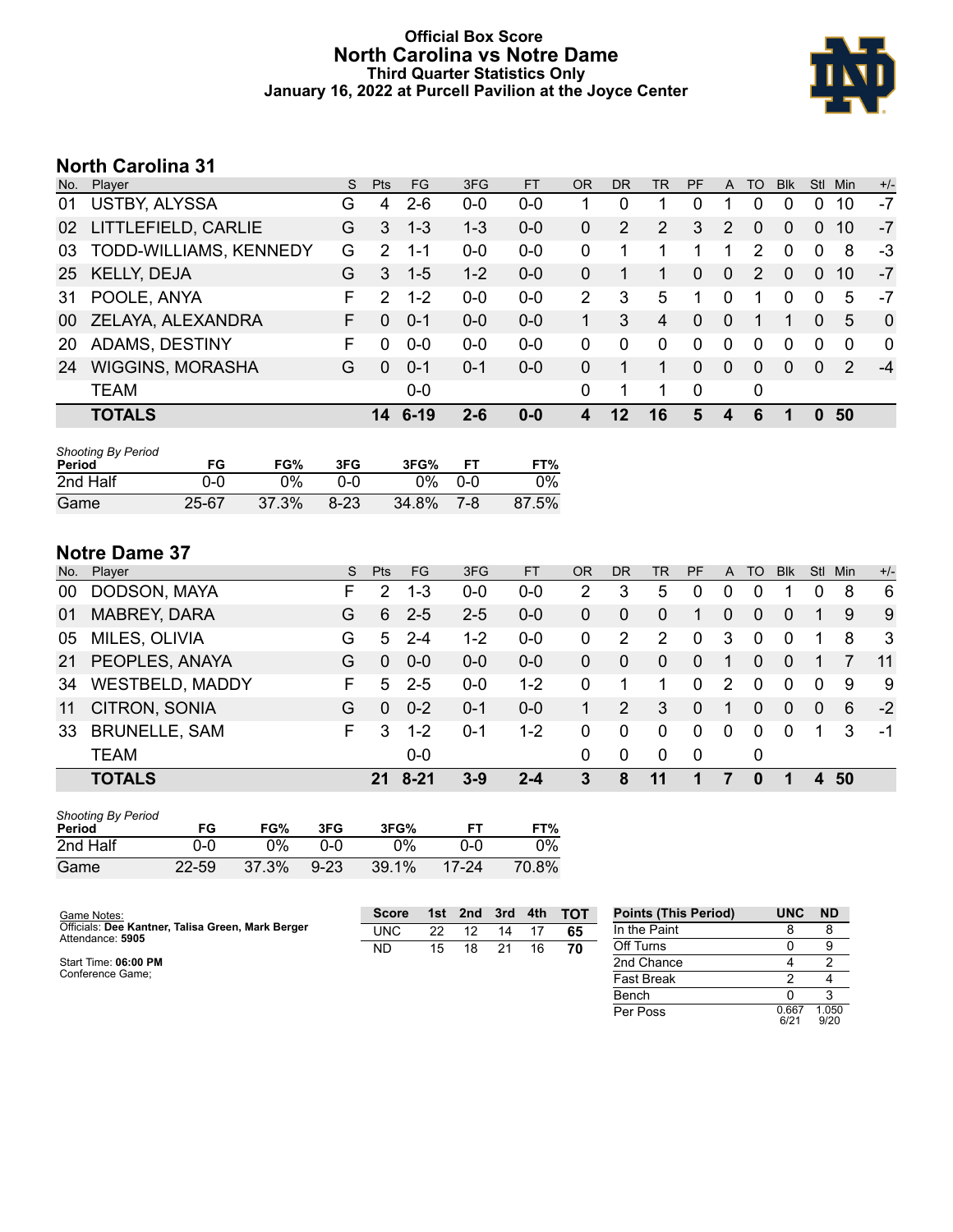# Official Box Score
## North Carolina vs Notre Dame
### Third Quarter Statistics Only
### January 16, 2022 at Purcell Pavilion at the Joyce Center

## North Carolina 31

| No. | Player | S | Pts | FG | 3FG | FT | OR | DR | TR | PF | A | TO | Blk | Stl | Min | +/- |
|---|---|---|---|---|---|---|---|---|---|---|---|---|---|---|---|---|
| 01 | USTBY, ALYSSA | G | 4 | 2-6 | 0-0 | 0-0 | 1 | 0 | 1 | 0 | 1 | 0 | 0 | 0 | 10 | -7 |
| 02 | LITTLEFIELD, CARLIE | G | 3 | 1-3 | 1-3 | 0-0 | 0 | 2 | 2 | 3 | 2 | 0 | 0 | 0 | 10 | -7 |
| 03 | TODD-WILLIAMS, KENNEDY | G | 2 | 1-1 | 0-0 | 0-0 | 0 | 1 | 1 | 1 | 1 | 2 | 0 | 0 | 8 | -3 |
| 25 | KELLY, DEJA | G | 3 | 1-5 | 1-2 | 0-0 | 0 | 1 | 1 | 0 | 0 | 2 | 0 | 0 | 10 | -7 |
| 31 | POOLE, ANYA | F | 2 | 1-2 | 0-0 | 0-0 | 2 | 3 | 5 | 1 | 0 | 1 | 0 | 0 | 5 | -7 |
| 00 | ZELAYA, ALEXANDRA | F | 0 | 0-1 | 0-0 | 0-0 | 1 | 3 | 4 | 0 | 0 | 1 | 1 | 0 | 5 | 0 |
| 20 | ADAMS, DESTINY | F | 0 | 0-0 | 0-0 | 0-0 | 0 | 0 | 0 | 0 | 0 | 0 | 0 | 0 | 0 | 0 |
| 24 | WIGGINS, MORASHA | G | 0 | 0-1 | 0-1 | 0-0 | 0 | 1 | 1 | 0 | 0 | 0 | 0 | 0 | 2 | -4 |
| | TEAM | | | 0-0 | | | 0 | 1 | 1 | 0 | | 0 | | | | |
| | **TOTALS** | | **14** | **6-19** | **2-6** | **0-0** | **4** | **12** | **16** | **5** | **4** | **6** | **1** | **0** | **50** | |

*Shooting By Period*

| Period | FG | FG% | 3FG | 3FG% | FT | FT% |
|---|---|---|---|---|---|---|
| 2nd Half | 0-0 | 0% | 0-0 | 0% | 0-0 | 0% |
| Game | 25-67 | 37.3% | 8-23 | 34.8% | 7-8 | 87.5% |

## Notre Dame 37

| No. | Player | S | Pts | FG | 3FG | FT | OR | DR | TR | PF | A | TO | Blk | Stl | Min | +/- |
|---|---|---|---|---|---|---|---|---|---|---|---|---|---|---|---|---|
| 00 | DODSON, MAYA | F | 2 | 1-3 | 0-0 | 0-0 | 2 | 3 | 5 | 0 | 0 | 0 | 1 | 0 | 8 | 6 |
| 01 | MABREY, DARA | G | 6 | 2-5 | 2-5 | 0-0 | 0 | 0 | 0 | 1 | 0 | 0 | 0 | 1 | 9 | 9 |
| 05 | MILES, OLIVIA | G | 5 | 2-4 | 1-2 | 0-0 | 0 | 2 | 2 | 0 | 3 | 0 | 0 | 1 | 8 | 3 |
| 21 | PEOPLES, ANAYA | G | 0 | 0-0 | 0-0 | 0-0 | 0 | 0 | 0 | 0 | 1 | 0 | 0 | 1 | 7 | 11 |
| 34 | WESTBELD, MADDY | F | 5 | 2-5 | 0-0 | 1-2 | 0 | 1 | 1 | 0 | 2 | 0 | 0 | 0 | 9 | 9 |
| 11 | CITRON, SONIA | G | 0 | 0-2 | 0-1 | 0-0 | 1 | 2 | 3 | 0 | 1 | 0 | 0 | 0 | 6 | -2 |
| 33 | BRUNELLE, SAM | F | 3 | 1-2 | 0-1 | 1-2 | 0 | 0 | 0 | 0 | 0 | 0 | 0 | 1 | 3 | -1 |
| | TEAM | | | 0-0 | | | 0 | 0 | 0 | 0 | | 0 | | | | |
| | **TOTALS** | | **21** | **8-21** | **3-9** | **2-4** | **3** | **8** | **11** | **1** | **7** | **0** | **1** | **4** | **50** | |

*Shooting By Period*

| Period | FG | FG% | 3FG | 3FG% | FT | FT% |
|---|---|---|---|---|---|---|
| 2nd Half | 0-0 | 0% | 0-0 | 0% | 0-0 | 0% |
| Game | 22-59 | 37.3% | 9-23 | 39.1% | 17-24 | 70.8% |

Game Notes:
Officials: **Dee Kantner, Talisa Green, Mark Berger**
Attendance: **5905**

Start Time: **06:00 PM**
Conference Game;

| Score | 1st | 2nd | 3rd | 4th | TOT |
|---|---|---|---|---|---|
| UNC | 22 | 12 | 14 | 17 | 65 |
| ND | 15 | 18 | 21 | 16 | 70 |

| Points (This Period) | UNC | ND |
|---|---|---|
| In the Paint | 8 | 8 |
| Off Turns | 0 | 9 |
| 2nd Chance | 4 | 2 |
| Fast Break | 2 | 4 |
| Bench | 0 | 3 |
| Per Poss | 0.667 6/21 | 1.050 9/20 |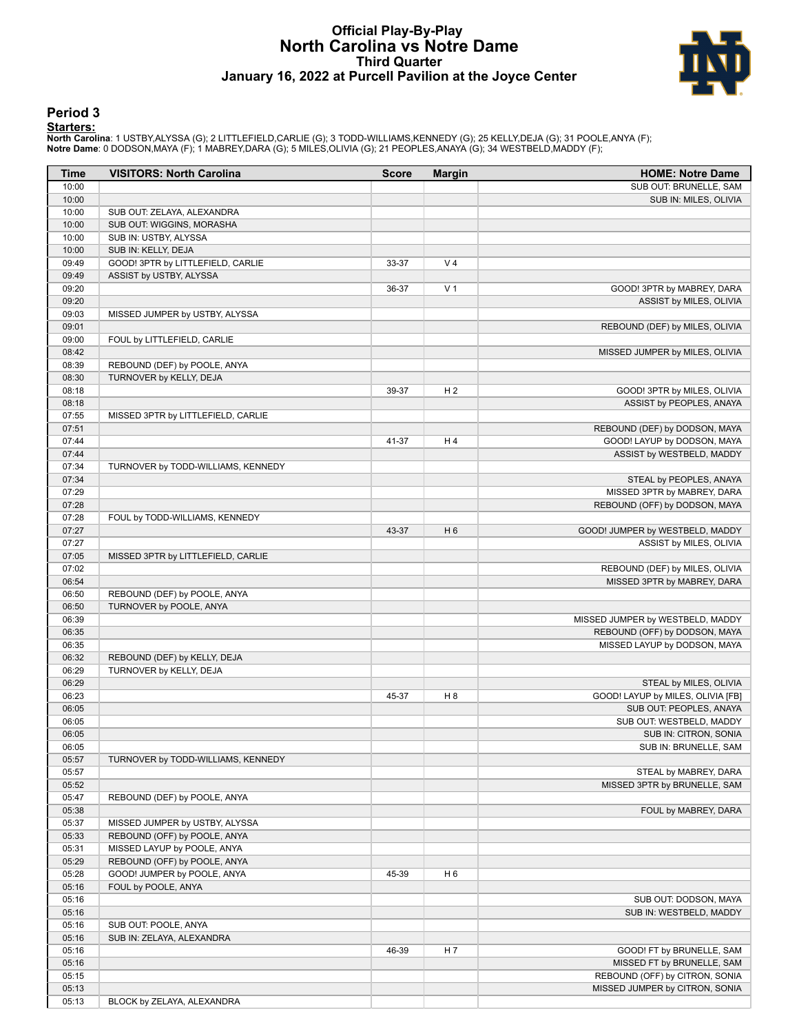# Official Play-By-Play
# North Carolina vs Notre Dame
## Third Quarter
### January 16, 2022 at Purcell Pavilion at the Joyce Center

## Period 3

**Starters:**

**North Carolina**: 1 USTBY,ALYSSA (G); 2 LITTLEFIELD,CARLIE (G); 3 TODD-WILLIAMS,KENNEDY (G); 25 KELLY,DEJA (G); 31 POOLE,ANYA (F);
**Notre Dame**: 0 DODSON,MAYA (F); 1 MABREY,DARA (G); 5 MILES,OLIVIA (G); 21 PEOPLES,ANAYA (G); 34 WESTBELD,MADDY (F);

| Time | VISITORS: North Carolina | Score | Margin | HOME: Notre Dame |
|---|---|---|---|---|
| 10:00 | | | | SUB OUT: BRUNELLE, SAM |
| 10:00 | | | | SUB IN: MILES, OLIVIA |
| 10:00 | SUB OUT: ZELAYA, ALEXANDRA | | | |
| 10:00 | SUB OUT: WIGGINS, MORASHA | | | |
| 10:00 | SUB IN: USTBY, ALYSSA | | | |
| 10:00 | SUB IN: KELLY, DEJA | | | |
| 09:49 | GOOD! 3PTR by LITTLEFIELD, CARLIE | 33-37 | V 4 | |
| 09:49 | ASSIST by USTBY, ALYSSA | | | |
| 09:20 | | 36-37 | V 1 | GOOD! 3PTR by MABREY, DARA |
| 09:20 | | | | ASSIST by MILES, OLIVIA |
| 09:03 | MISSED JUMPER by USTBY, ALYSSA | | | |
| 09:01 | | | | REBOUND (DEF) by MILES, OLIVIA |
| 09:00 | FOUL by LITTLEFIELD, CARLIE | | | |
| 08:42 | | | | MISSED JUMPER by MILES, OLIVIA |
| 08:39 | REBOUND (DEF) by POOLE, ANYA | | | |
| 08:30 | TURNOVER by KELLY, DEJA | | | |
| 08:18 | | 39-37 | H 2 | GOOD! 3PTR by MILES, OLIVIA |
| 08:18 | | | | ASSIST by PEOPLES, ANAYA |
| 07:55 | MISSED 3PTR by LITTLEFIELD, CARLIE | | | |
| 07:51 | | | | REBOUND (DEF) by DODSON, MAYA |
| 07:44 | | 41-37 | H 4 | GOOD! LAYUP by DODSON, MAYA |
| 07:44 | | | | ASSIST by WESTBELD, MADDY |
| 07:34 | TURNOVER by TODD-WILLIAMS, KENNEDY | | | |
| 07:34 | | | | STEAL by PEOPLES, ANAYA |
| 07:29 | | | | MISSED 3PTR by MABREY, DARA |
| 07:28 | | | | REBOUND (OFF) by DODSON, MAYA |
| 07:28 | FOUL by TODD-WILLIAMS, KENNEDY | | | |
| 07:27 | | 43-37 | H 6 | GOOD! JUMPER by WESTBELD, MADDY |
| 07:27 | | | | ASSIST by MILES, OLIVIA |
| 07:05 | MISSED 3PTR by LITTLEFIELD, CARLIE | | | |
| 07:02 | | | | REBOUND (DEF) by MILES, OLIVIA |
| 06:54 | | | | MISSED 3PTR by MABREY, DARA |
| 06:50 | REBOUND (DEF) by POOLE, ANYA | | | |
| 06:50 | TURNOVER by POOLE, ANYA | | | |
| 06:39 | | | | MISSED JUMPER by WESTBELD, MADDY |
| 06:35 | | | | REBOUND (OFF) by DODSON, MAYA |
| 06:35 | | | | MISSED LAYUP by DODSON, MAYA |
| 06:32 | REBOUND (DEF) by KELLY, DEJA | | | |
| 06:29 | TURNOVER by KELLY, DEJA | | | |
| 06:29 | | | | STEAL by MILES, OLIVIA |
| 06:23 | | 45-37 | H 8 | GOOD! LAYUP by MILES, OLIVIA [FB] |
| 06:05 | | | | SUB OUT: PEOPLES, ANAYA |
| 06:05 | | | | SUB OUT: WESTBELD, MADDY |
| 06:05 | | | | SUB IN: CITRON, SONIA |
| 06:05 | | | | SUB IN: BRUNELLE, SAM |
| 05:57 | TURNOVER by TODD-WILLIAMS, KENNEDY | | | |
| 05:57 | | | | STEAL by MABREY, DARA |
| 05:52 | | | | MISSED 3PTR by BRUNELLE, SAM |
| 05:47 | REBOUND (DEF) by POOLE, ANYA | | | |
| 05:38 | | | | FOUL by MABREY, DARA |
| 05:37 | MISSED JUMPER by USTBY, ALYSSA | | | |
| 05:33 | REBOUND (OFF) by POOLE, ANYA | | | |
| 05:31 | MISSED LAYUP by POOLE, ANYA | | | |
| 05:29 | REBOUND (OFF) by POOLE, ANYA | | | |
| 05:28 | GOOD! JUMPER by POOLE, ANYA | 45-39 | H 6 | |
| 05:16 | FOUL by POOLE, ANYA | | | |
| 05:16 | | | | SUB OUT: DODSON, MAYA |
| 05:16 | | | | SUB IN: WESTBELD, MADDY |
| 05:16 | SUB OUT: POOLE, ANYA | | | |
| 05:16 | SUB IN: ZELAYA, ALEXANDRA | | | |
| 05:16 | | 46-39 | H 7 | GOOD! FT by BRUNELLE, SAM |
| 05:16 | | | | MISSED FT by BRUNELLE, SAM |
| 05:15 | | | | REBOUND (OFF) by CITRON, SONIA |
| 05:13 | | | | MISSED JUMPER by CITRON, SONIA |
| 05:13 | BLOCK by ZELAYA, ALEXANDRA | | | |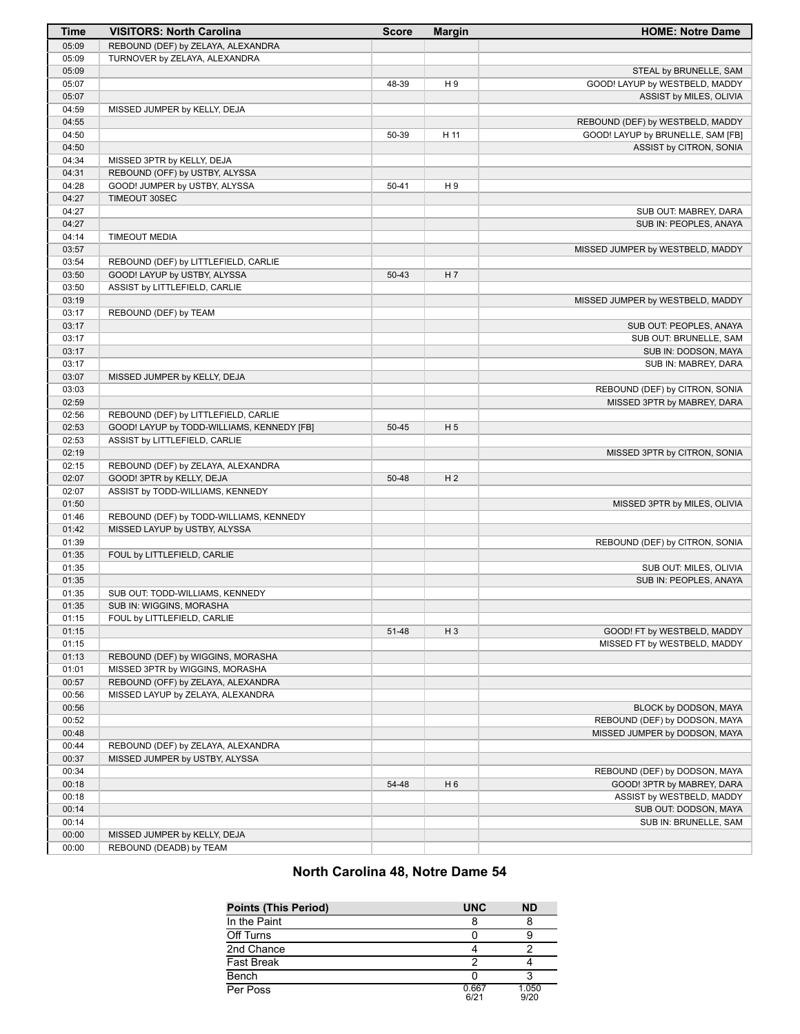| Time | VISITORS: North Carolina | Score | Margin | HOME: Notre Dame |
|---|---|---|---|---|
| 05:09 | REBOUND (DEF) by ZELAYA, ALEXANDRA | | | |
| 05:09 | TURNOVER by ZELAYA, ALEXANDRA | | | |
| 05:09 | | | | STEAL by BRUNELLE, SAM |
| 05:07 | | 48-39 | H 9 | GOOD! LAYUP by WESTBELD, MADDY |
| 05:07 | | | | ASSIST by MILES, OLIVIA |
| 04:59 | MISSED JUMPER by KELLY, DEJA | | | |
| 04:55 | | | | REBOUND (DEF) by WESTBELD, MADDY |
| 04:50 | | 50-39 | H 11 | GOOD! LAYUP by BRUNELLE, SAM [FB] |
| 04:50 | | | | ASSIST by CITRON, SONIA |
| 04:34 | MISSED 3PTR by KELLY, DEJA | | | |
| 04:31 | REBOUND (OFF) by USTBY, ALYSSA | | | |
| 04:28 | GOOD! JUMPER by USTBY, ALYSSA | 50-41 | H 9 | |
| 04:27 | TIMEOUT 30SEC | | | |
| 04:27 | | | | SUB OUT: MABREY, DARA |
| 04:27 | | | | SUB IN: PEOPLES, ANAYA |
| 04:14 | TIMEOUT MEDIA | | | |
| 03:57 | | | | MISSED JUMPER by WESTBELD, MADDY |
| 03:54 | REBOUND (DEF) by LITTLEFIELD, CARLIE | | | |
| 03:50 | GOOD! LAYUP by USTBY, ALYSSA | 50-43 | H 7 | |
| 03:50 | ASSIST by LITTLEFIELD, CARLIE | | | |
| 03:19 | | | | MISSED JUMPER by WESTBELD, MADDY |
| 03:17 | REBOUND (DEF) by TEAM | | | |
| 03:17 | | | | SUB OUT: PEOPLES, ANAYA |
| 03:17 | | | | SUB OUT: BRUNELLE, SAM |
| 03:17 | | | | SUB IN: DODSON, MAYA |
| 03:17 | | | | SUB IN: MABREY, DARA |
| 03:07 | MISSED JUMPER by KELLY, DEJA | | | |
| 03:03 | | | | REBOUND (DEF) by CITRON, SONIA |
| 02:59 | | | | MISSED 3PTR by MABREY, DARA |
| 02:56 | REBOUND (DEF) by LITTLEFIELD, CARLIE | | | |
| 02:53 | GOOD! LAYUP by TODD-WILLIAMS, KENNEDY [FB] | 50-45 | H 5 | |
| 02:53 | ASSIST by LITTLEFIELD, CARLIE | | | |
| 02:19 | | | | MISSED 3PTR by CITRON, SONIA |
| 02:15 | REBOUND (DEF) by ZELAYA, ALEXANDRA | | | |
| 02:07 | GOOD! 3PTR by KELLY, DEJA | 50-48 | H 2 | |
| 02:07 | ASSIST by TODD-WILLIAMS, KENNEDY | | | |
| 01:50 | | | | MISSED 3PTR by MILES, OLIVIA |
| 01:46 | REBOUND (DEF) by TODD-WILLIAMS, KENNEDY | | | |
| 01:42 | MISSED LAYUP by USTBY, ALYSSA | | | |
| 01:39 | | | | REBOUND (DEF) by CITRON, SONIA |
| 01:35 | FOUL by LITTLEFIELD, CARLIE | | | |
| 01:35 | | | | SUB OUT: MILES, OLIVIA |
| 01:35 | | | | SUB IN: PEOPLES, ANAYA |
| 01:35 | SUB OUT: TODD-WILLIAMS, KENNEDY | | | |
| 01:35 | SUB IN: WIGGINS, MORASHA | | | |
| 01:15 | FOUL by LITTLEFIELD, CARLIE | | | |
| 01:15 | | 51-48 | H 3 | GOOD! FT by WESTBELD, MADDY |
| 01:15 | | | | MISSED FT by WESTBELD, MADDY |
| 01:13 | REBOUND (DEF) by WIGGINS, MORASHA | | | |
| 01:01 | MISSED 3PTR by WIGGINS, MORASHA | | | |
| 00:57 | REBOUND (OFF) by ZELAYA, ALEXANDRA | | | |
| 00:56 | MISSED LAYUP by ZELAYA, ALEXANDRA | | | |
| 00:56 | | | | BLOCK by DODSON, MAYA |
| 00:52 | | | | REBOUND (DEF) by DODSON, MAYA |
| 00:48 | | | | MISSED JUMPER by DODSON, MAYA |
| 00:44 | REBOUND (DEF) by ZELAYA, ALEXANDRA | | | |
| 00:37 | MISSED JUMPER by USTBY, ALYSSA | | | |
| 00:34 | | | | REBOUND (DEF) by DODSON, MAYA |
| 00:18 | | 54-48 | H 6 | GOOD! 3PTR by MABREY, DARA |
| 00:18 | | | | ASSIST by WESTBELD, MADDY |
| 00:14 | | | | SUB OUT: DODSON, MAYA |
| 00:14 | | | | SUB IN: BRUNELLE, SAM |
| 00:00 | MISSED JUMPER by KELLY, DEJA | | | |
| 00:00 | REBOUND (DEADB) by TEAM | | | |

## North Carolina 48, Notre Dame 54

| Points (This Period) | UNC | ND |
|---|---|---|
| In the Paint | 8 | 8 |
| Off Turns | 0 | 9 |
| 2nd Chance | 4 | 2 |
| Fast Break | 2 | 4 |
| Bench | 0 | 3 |
| Per Poss | 0.667 6/21 | 1.050 9/20 |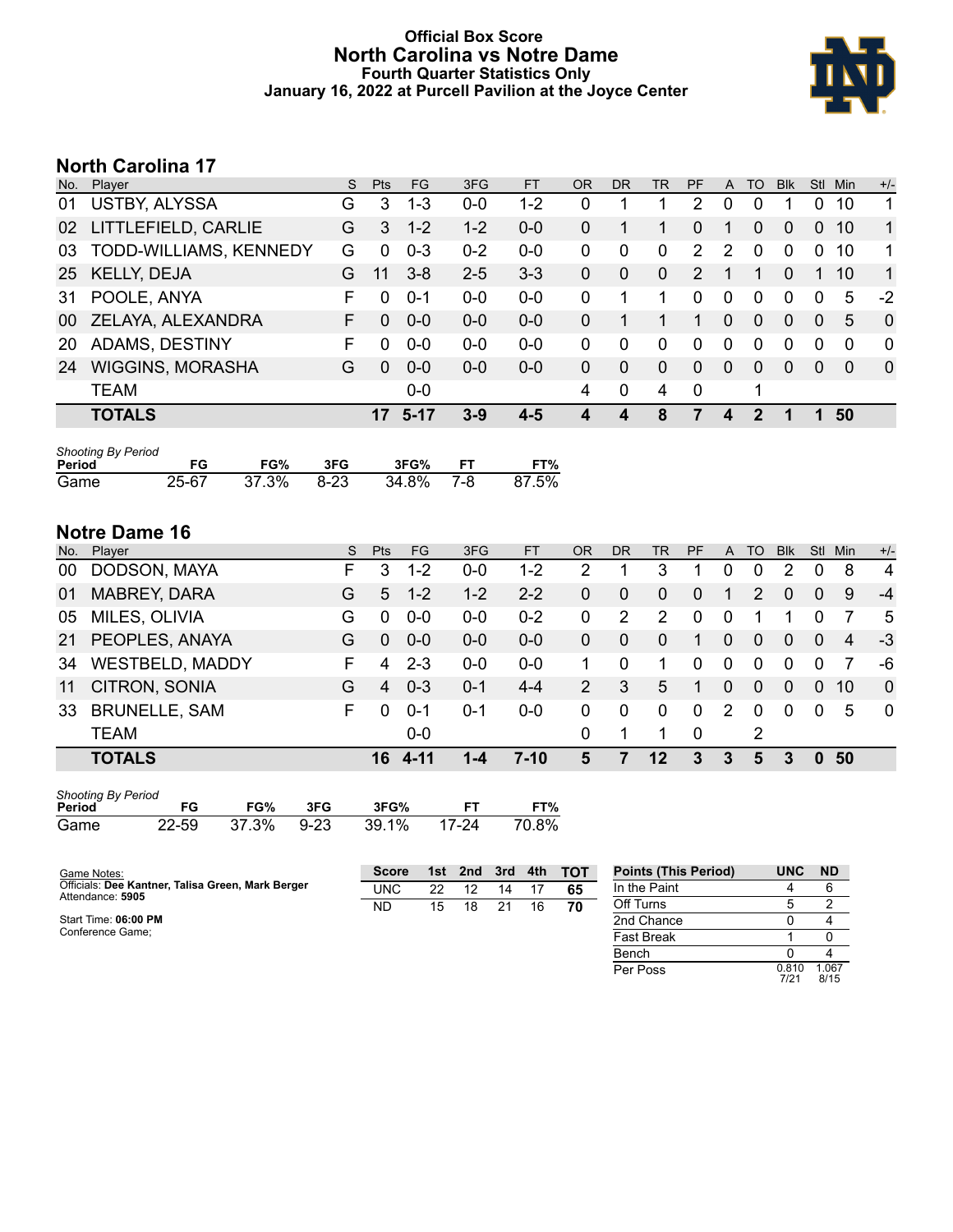# Official Box Score
## North Carolina vs Notre Dame
### Fourth Quarter Statistics Only
### January 16, 2022 at Purcell Pavilion at the Joyce Center

## North Carolina 17

| No. | Player | S | Pts | FG | 3FG | FT | OR | DR | TR | PF | A | TO | Blk | Stl | Min | +/- |
|---|---|---|---|---|---|---|---|---|---|---|---|---|---|---|---|---|
| 01 | USTBY, ALYSSA | G | 3 | 1-3 | 0-0 | 1-2 | 0 | 1 | 1 | 2 | 0 | 0 | 1 | 0 | 10 | 1 |
| 02 | LITTLEFIELD, CARLIE | G | 3 | 1-2 | 1-2 | 0-0 | 0 | 1 | 1 | 0 | 1 | 0 | 0 | 0 | 10 | 1 |
| 03 | TODD-WILLIAMS, KENNEDY | G | 0 | 0-3 | 0-2 | 0-0 | 0 | 0 | 0 | 2 | 2 | 0 | 0 | 0 | 10 | 1 |
| 25 | KELLY, DEJA | G | 11 | 3-8 | 2-5 | 3-3 | 0 | 0 | 0 | 2 | 1 | 1 | 0 | 1 | 10 | 1 |
| 31 | POOLE, ANYA | F | 0 | 0-1 | 0-0 | 0-0 | 0 | 1 | 1 | 0 | 0 | 0 | 0 | 0 | 5 | -2 |
| 00 | ZELAYA, ALEXANDRA | F | 0 | 0-0 | 0-0 | 0-0 | 0 | 1 | 1 | 1 | 0 | 0 | 0 | 0 | 5 | 0 |
| 20 | ADAMS, DESTINY | F | 0 | 0-0 | 0-0 | 0-0 | 0 | 0 | 0 | 0 | 0 | 0 | 0 | 0 | 0 | 0 |
| 24 | WIGGINS, MORASHA | G | 0 | 0-0 | 0-0 | 0-0 | 0 | 0 | 0 | 0 | 0 | 0 | 0 | 0 | 0 | 0 |
| | TEAM | | | 0-0 | | | 4 | 0 | 4 | 0 | | 1 | | | | |
| | **TOTALS** | | **17** | **5-17** | **3-9** | **4-5** | **4** | **4** | **8** | **7** | **4** | **2** | **1** | **1** | **50** | |

*Shooting By Period*

| Period | FG | FG% | 3FG | 3FG% | FT | FT% |
|---|---|---|---|---|---|---|
| Game | 25-67 | 37.3% | 8-23 | 34.8% | 7-8 | 87.5% |

## Notre Dame 16

| No. | Player | S | Pts | FG | 3FG | FT | OR | DR | TR | PF | A | TO | Blk | Stl | Min | +/- |
|---|---|---|---|---|---|---|---|---|---|---|---|---|---|---|---|---|
| 00 | DODSON, MAYA | F | 3 | 1-2 | 0-0 | 1-2 | 2 | 1 | 3 | 1 | 0 | 0 | 2 | 0 | 8 | 4 |
| 01 | MABREY, DARA | G | 5 | 1-2 | 1-2 | 2-2 | 0 | 0 | 0 | 0 | 1 | 2 | 0 | 0 | 9 | -4 |
| 05 | MILES, OLIVIA | G | 0 | 0-0 | 0-0 | 0-2 | 0 | 2 | 2 | 0 | 0 | 1 | 1 | 0 | 7 | 5 |
| 21 | PEOPLES, ANAYA | G | 0 | 0-0 | 0-0 | 0-0 | 0 | 0 | 0 | 1 | 0 | 0 | 0 | 0 | 4 | -3 |
| 34 | WESTBELD, MADDY | F | 4 | 2-3 | 0-0 | 0-0 | 1 | 0 | 1 | 0 | 0 | 0 | 0 | 0 | 7 | -6 |
| 11 | CITRON, SONIA | G | 4 | 0-3 | 0-1 | 4-4 | 2 | 3 | 5 | 1 | 0 | 0 | 0 | 0 | 10 | 0 |
| 33 | BRUNELLE, SAM | F | 0 | 0-1 | 0-1 | 0-0 | 0 | 0 | 0 | 0 | 2 | 0 | 0 | 0 | 5 | 0 |
| | TEAM | | | 0-0 | | | 0 | 1 | 1 | 0 | | 2 | | | | |
| | **TOTALS** | | **16** | **4-11** | **1-4** | **7-10** | **5** | **7** | **12** | **3** | **3** | **5** | **3** | **0** | **50** | |

*Shooting By Period*

| Period | FG | FG% | 3FG | 3FG% | FT | FT% |
|---|---|---|---|---|---|---|
| Game | 22-59 | 37.3% | 9-23 | 39.1% | 17-24 | 70.8% |

Game Notes:
Officials: **Dee Kantner, Talisa Green, Mark Berger**
Attendance: **5905**

Start Time: **06:00 PM**
Conference Game;

| Score | 1st | 2nd | 3rd | 4th | TOT |
|---|---|---|---|---|---|
| UNC | 22 | 12 | 14 | 17 | **65** |
| ND | 15 | 18 | 21 | 16 | **70** |

| Points (This Period) | UNC | ND |
|---|---|---|
| In the Paint | 4 | 6 |
| Off Turns | 5 | 2 |
| 2nd Chance | 0 | 4 |
| Fast Break | 1 | 0 |
| Bench | 0 | 4 |
| Per Poss | 0.810 7/21 | 1.067 8/15 |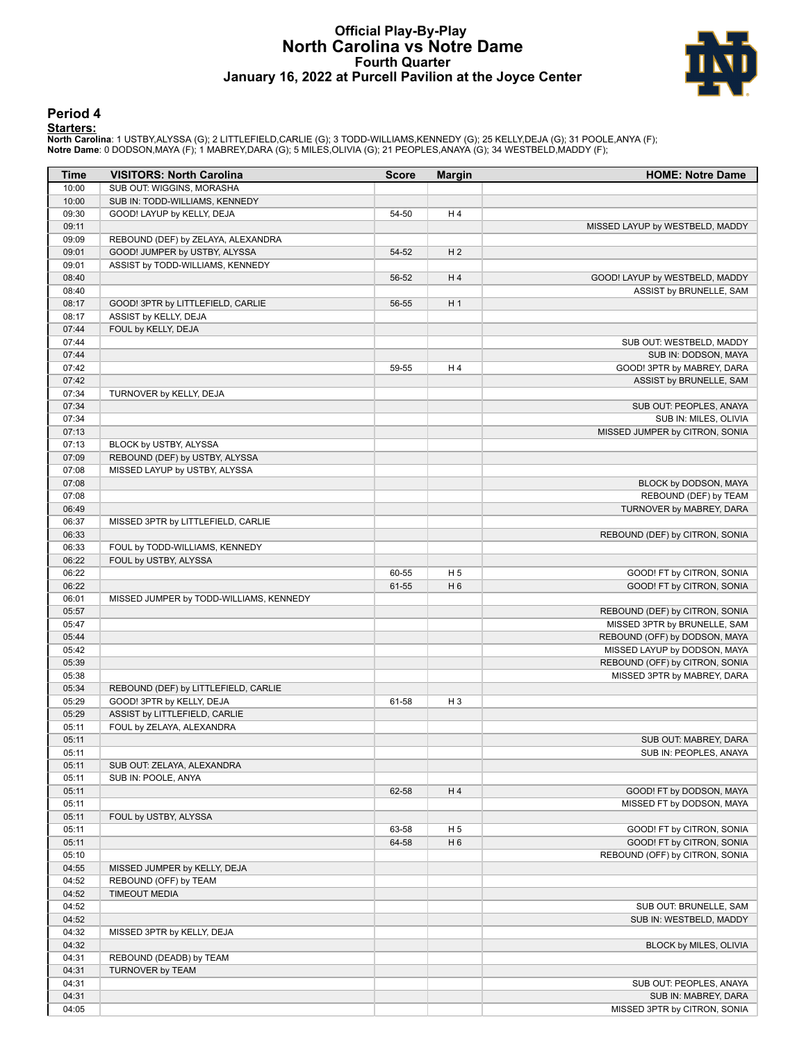# Official Play-By-Play
# North Carolina vs Notre Dame
## Fourth Quarter
### January 16, 2022 at Purcell Pavilion at the Joyce Center

## Period 4

**Starters:**

**North Carolina**: 1 USTBY,ALYSSA (G); 2 LITTLEFIELD,CARLIE (G); 3 TODD-WILLIAMS,KENNEDY (G); 25 KELLY,DEJA (G); 31 POOLE,ANYA (F);
**Notre Dame**: 0 DODSON,MAYA (F); 1 MABREY,DARA (G); 5 MILES,OLIVIA (G); 21 PEOPLES,ANAYA (G); 34 WESTBELD,MADDY (F);

| Time | VISITORS: North Carolina | Score | Margin | HOME: Notre Dame |
|---|---|---|---|---|
| 10:00 | SUB OUT: WIGGINS, MORASHA | | | |
| 10:00 | SUB IN: TODD-WILLIAMS, KENNEDY | | | |
| 09:30 | GOOD! LAYUP by KELLY, DEJA | 54-50 | H 4 | |
| 09:11 | | | | MISSED LAYUP by WESTBELD, MADDY |
| 09:09 | REBOUND (DEF) by ZELAYA, ALEXANDRA | | | |
| 09:01 | GOOD! JUMPER by USTBY, ALYSSA | 54-52 | H 2 | |
| 09:01 | ASSIST by TODD-WILLIAMS, KENNEDY | | | |
| 08:40 | | 56-52 | H 4 | GOOD! LAYUP by WESTBELD, MADDY |
| 08:40 | | | | ASSIST by BRUNELLE, SAM |
| 08:17 | GOOD! 3PTR by LITTLEFIELD, CARLIE | 56-55 | H 1 | |
| 08:17 | ASSIST by KELLY, DEJA | | | |
| 07:44 | FOUL by KELLY, DEJA | | | |
| 07:44 | | | | SUB OUT: WESTBELD, MADDY |
| 07:44 | | | | SUB IN: DODSON, MAYA |
| 07:42 | | 59-55 | H 4 | GOOD! 3PTR by MABREY, DARA |
| 07:42 | | | | ASSIST by BRUNELLE, SAM |
| 07:34 | TURNOVER by KELLY, DEJA | | | |
| 07:34 | | | | SUB OUT: PEOPLES, ANAYA |
| 07:34 | | | | SUB IN: MILES, OLIVIA |
| 07:13 | | | | MISSED JUMPER by CITRON, SONIA |
| 07:13 | BLOCK by USTBY, ALYSSA | | | |
| 07:09 | REBOUND (DEF) by USTBY, ALYSSA | | | |
| 07:08 | MISSED LAYUP by USTBY, ALYSSA | | | |
| 07:08 | | | | BLOCK by DODSON, MAYA |
| 07:08 | | | | REBOUND (DEF) by TEAM |
| 06:49 | | | | TURNOVER by MABREY, DARA |
| 06:37 | MISSED 3PTR by LITTLEFIELD, CARLIE | | | |
| 06:33 | | | | REBOUND (DEF) by CITRON, SONIA |
| 06:33 | FOUL by TODD-WILLIAMS, KENNEDY | | | |
| 06:22 | FOUL by USTBY, ALYSSA | | | |
| 06:22 | | 60-55 | H 5 | GOOD! FT by CITRON, SONIA |
| 06:22 | | 61-55 | H 6 | GOOD! FT by CITRON, SONIA |
| 06:01 | MISSED JUMPER by TODD-WILLIAMS, KENNEDY | | | |
| 05:57 | | | | REBOUND (DEF) by CITRON, SONIA |
| 05:47 | | | | MISSED 3PTR by BRUNELLE, SAM |
| 05:44 | | | | REBOUND (OFF) by DODSON, MAYA |
| 05:42 | | | | MISSED LAYUP by DODSON, MAYA |
| 05:39 | | | | REBOUND (OFF) by CITRON, SONIA |
| 05:38 | | | | MISSED 3PTR by MABREY, DARA |
| 05:34 | REBOUND (DEF) by LITTLEFIELD, CARLIE | | | |
| 05:29 | GOOD! 3PTR by KELLY, DEJA | 61-58 | H 3 | |
| 05:29 | ASSIST by LITTLEFIELD, CARLIE | | | |
| 05:11 | FOUL by ZELAYA, ALEXANDRA | | | |
| 05:11 | | | | SUB OUT: MABREY, DARA |
| 05:11 | | | | SUB IN: PEOPLES, ANAYA |
| 05:11 | SUB OUT: ZELAYA, ALEXANDRA | | | |
| 05:11 | SUB IN: POOLE, ANYA | | | |
| 05:11 | | 62-58 | H 4 | GOOD! FT by DODSON, MAYA |
| 05:11 | | | | MISSED FT by DODSON, MAYA |
| 05:11 | FOUL by USTBY, ALYSSA | | | |
| 05:11 | | 63-58 | H 5 | GOOD! FT by CITRON, SONIA |
| 05:11 | | 64-58 | H 6 | GOOD! FT by CITRON, SONIA |
| 05:10 | | | | REBOUND (OFF) by CITRON, SONIA |
| 04:55 | MISSED JUMPER by KELLY, DEJA | | | |
| 04:52 | REBOUND (OFF) by TEAM | | | |
| 04:52 | TIMEOUT MEDIA | | | |
| 04:52 | | | | SUB OUT: BRUNELLE, SAM |
| 04:52 | | | | SUB IN: WESTBELD, MADDY |
| 04:32 | MISSED 3PTR by KELLY, DEJA | | | |
| 04:32 | | | | BLOCK by MILES, OLIVIA |
| 04:31 | REBOUND (DEADB) by TEAM | | | |
| 04:31 | TURNOVER by TEAM | | | |
| 04:31 | | | | SUB OUT: PEOPLES, ANAYA |
| 04:31 | | | | SUB IN: MABREY, DARA |
| 04:05 | | | | MISSED 3PTR by CITRON, SONIA |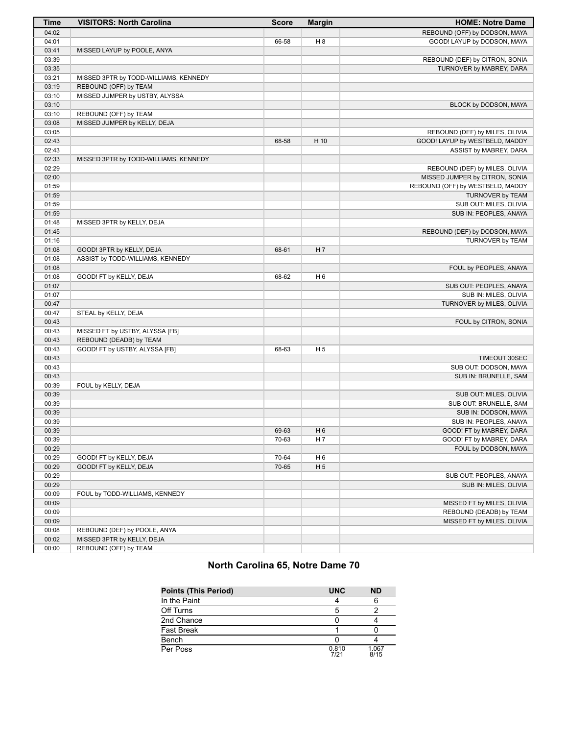| Time | VISITORS: North Carolina | Score | Margin | HOME: Notre Dame |
|---|---|---|---|---|
| 04:02 | | | | REBOUND (OFF) by DODSON, MAYA |
| 04:01 | | 66-58 | H 8 | GOOD! LAYUP by DODSON, MAYA |
| 03:41 | MISSED LAYUP by POOLE, ANYA | | | |
| 03:39 | | | | REBOUND (DEF) by CITRON, SONIA |
| 03:35 | | | | TURNOVER by MABREY, DARA |
| 03:21 | MISSED 3PTR by TODD-WILLIAMS, KENNEDY | | | |
| 03:19 | REBOUND (OFF) by TEAM | | | |
| 03:10 | MISSED JUMPER by USTBY, ALYSSA | | | |
| 03:10 | | | | BLOCK by DODSON, MAYA |
| 03:10 | REBOUND (OFF) by TEAM | | | |
| 03:08 | MISSED JUMPER by KELLY, DEJA | | | |
| 03:05 | | | | REBOUND (DEF) by MILES, OLIVIA |
| 02:43 | | 68-58 | H 10 | GOOD! LAYUP by WESTBELD, MADDY |
| 02:43 | | | | ASSIST by MABREY, DARA |
| 02:33 | MISSED 3PTR by TODD-WILLIAMS, KENNEDY | | | |
| 02:29 | | | | REBOUND (DEF) by MILES, OLIVIA |
| 02:00 | | | | MISSED JUMPER by CITRON, SONIA |
| 01:59 | | | | REBOUND (OFF) by WESTBELD, MADDY |
| 01:59 | | | | TURNOVER by TEAM |
| 01:59 | | | | SUB OUT: MILES, OLIVIA |
| 01:59 | | | | SUB IN: PEOPLES, ANAYA |
| 01:48 | MISSED 3PTR by KELLY, DEJA | | | |
| 01:45 | | | | REBOUND (DEF) by DODSON, MAYA |
| 01:16 | | | | TURNOVER by TEAM |
| 01:08 | GOOD! 3PTR by KELLY, DEJA | 68-61 | H 7 | |
| 01:08 | ASSIST by TODD-WILLIAMS, KENNEDY | | | |
| 01:08 | | | | FOUL by PEOPLES, ANAYA |
| 01:08 | GOOD! FT by KELLY, DEJA | 68-62 | H 6 | |
| 01:07 | | | | SUB OUT: PEOPLES, ANAYA |
| 01:07 | | | | SUB IN: MILES, OLIVIA |
| 00:47 | | | | TURNOVER by MILES, OLIVIA |
| 00:47 | STEAL by KELLY, DEJA | | | |
| 00:43 | | | | FOUL by CITRON, SONIA |
| 00:43 | MISSED FT by USTBY, ALYSSA [FB] | | | |
| 00:43 | REBOUND (DEADB) by TEAM | | | |
| 00:43 | GOOD! FT by USTBY, ALYSSA [FB] | 68-63 | H 5 | |
| 00:43 | | | | TIMEOUT 30SEC |
| 00:43 | | | | SUB OUT: DODSON, MAYA |
| 00:43 | | | | SUB IN: BRUNELLE, SAM |
| 00:39 | FOUL by KELLY, DEJA | | | |
| 00:39 | | | | SUB OUT: MILES, OLIVIA |
| 00:39 | | | | SUB OUT: BRUNELLE, SAM |
| 00:39 | | | | SUB IN: DODSON, MAYA |
| 00:39 | | | | SUB IN: PEOPLES, ANAYA |
| 00:39 | | 69-63 | H 6 | GOOD! FT by MABREY, DARA |
| 00:39 | | 70-63 | H 7 | GOOD! FT by MABREY, DARA |
| 00:29 | | | | FOUL by DODSON, MAYA |
| 00:29 | GOOD! FT by KELLY, DEJA | 70-64 | H 6 | |
| 00:29 | GOOD! FT by KELLY, DEJA | 70-65 | H 5 | |
| 00:29 | | | | SUB OUT: PEOPLES, ANAYA |
| 00:29 | | | | SUB IN: MILES, OLIVIA |
| 00:09 | FOUL by TODD-WILLIAMS, KENNEDY | | | |
| 00:09 | | | | MISSED FT by MILES, OLIVIA |
| 00:09 | | | | REBOUND (DEADB) by TEAM |
| 00:09 | | | | MISSED FT by MILES, OLIVIA |
| 00:08 | REBOUND (DEF) by POOLE, ANYA | | | |
| 00:02 | MISSED 3PTR by KELLY, DEJA | | | |
| 00:00 | REBOUND (OFF) by TEAM | | | |

## North Carolina 65, Notre Dame 70

| Points (This Period) | UNC | ND |
|---|---|---|
| In the Paint | 4 | 6 |
| Off Turns | 5 | 2 |
| 2nd Chance | 0 | 4 |
| Fast Break | 1 | 0 |
| Bench | 0 | 4 |
| Per Poss | 0.810 7/21 | 1.067 8/15 |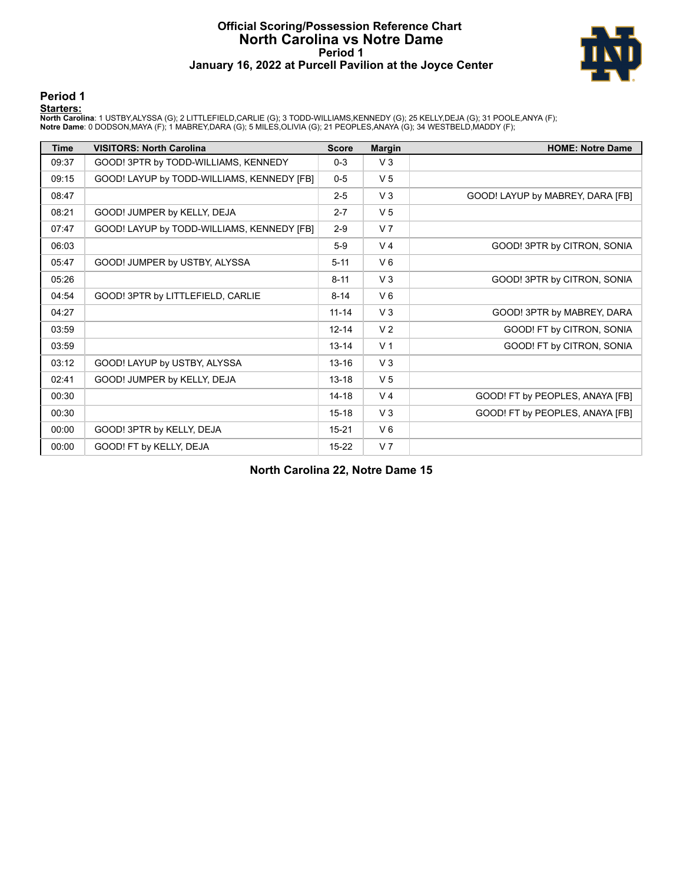# Official Scoring/Possession Reference Chart
# North Carolina vs Notre Dame
## Period 1
## January 16, 2022 at Purcell Pavilion at the Joyce Center

### Period 1

**Starters:**

**North Carolina**: 1 USTBY,ALYSSA (G); 2 LITTLEFIELD,CARLIE (G); 3 TODD-WILLIAMS,KENNEDY (G); 25 KELLY,DEJA (G); 31 POOLE,ANYA (F);
**Notre Dame**: 0 DODSON,MAYA (F); 1 MABREY,DARA (G); 5 MILES,OLIVIA (G); 21 PEOPLES,ANAYA (G); 34 WESTBELD,MADDY (F);

| Time | VISITORS: North Carolina | Score | Margin | HOME: Notre Dame |
|---|---|---|---|---|
| 09:37 | GOOD! 3PTR by TODD-WILLIAMS, KENNEDY | 0-3 | V 3 | |
| 09:15 | GOOD! LAYUP by TODD-WILLIAMS, KENNEDY [FB] | 0-5 | V 5 | |
| 08:47 | | 2-5 | V 3 | GOOD! LAYUP by MABREY, DARA [FB] |
| 08:21 | GOOD! JUMPER by KELLY, DEJA | 2-7 | V 5 | |
| 07:47 | GOOD! LAYUP by TODD-WILLIAMS, KENNEDY [FB] | 2-9 | V 7 | |
| 06:03 | | 5-9 | V 4 | GOOD! 3PTR by CITRON, SONIA |
| 05:47 | GOOD! JUMPER by USTBY, ALYSSA | 5-11 | V 6 | |
| 05:26 | | 8-11 | V 3 | GOOD! 3PTR by CITRON, SONIA |
| 04:54 | GOOD! 3PTR by LITTLEFIELD, CARLIE | 8-14 | V 6 | |
| 04:27 | | 11-14 | V 3 | GOOD! 3PTR by MABREY, DARA |
| 03:59 | | 12-14 | V 2 | GOOD! FT by CITRON, SONIA |
| 03:59 | | 13-14 | V 1 | GOOD! FT by CITRON, SONIA |
| 03:12 | GOOD! LAYUP by USTBY, ALYSSA | 13-16 | V 3 | |
| 02:41 | GOOD! JUMPER by KELLY, DEJA | 13-18 | V 5 | |
| 00:30 | | 14-18 | V 4 | GOOD! FT by PEOPLES, ANAYA [FB] |
| 00:30 | | 15-18 | V 3 | GOOD! FT by PEOPLES, ANAYA [FB] |
| 00:00 | GOOD! 3PTR by KELLY, DEJA | 15-21 | V 6 | |
| 00:00 | GOOD! FT by KELLY, DEJA | 15-22 | V 7 | |

**North Carolina 22, Notre Dame 15**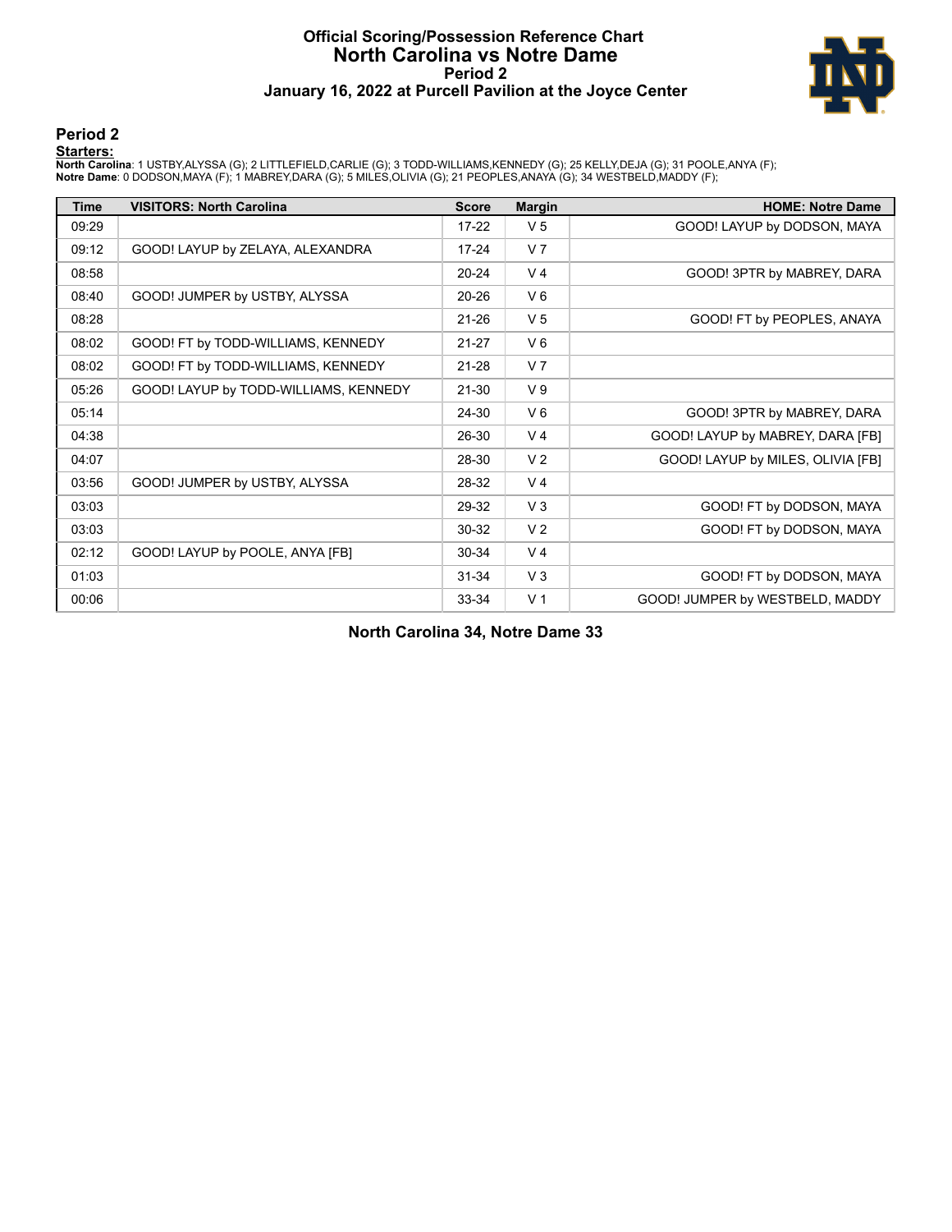# Official Scoring/Possession Reference Chart
## North Carolina vs Notre Dame
### Period 2
### January 16, 2022 at Purcell Pavilion at the Joyce Center

## Period 2

**Starters:**

**North Carolina**: 1 USTBY,ALYSSA (G); 2 LITTLEFIELD,CARLIE (G); 3 TODD-WILLIAMS,KENNEDY (G); 25 KELLY,DEJA (G); 31 POOLE,ANYA (F);
**Notre Dame**: 0 DODSON,MAYA (F); 1 MABREY,DARA (G); 5 MILES,OLIVIA (G); 21 PEOPLES,ANAYA (G); 34 WESTBELD,MADDY (F);

| Time | VISITORS: North Carolina | Score | Margin | HOME: Notre Dame |
|---|---|---|---|---|
| 09:29 | | 17-22 | V 5 | GOOD! LAYUP by DODSON, MAYA |
| 09:12 | GOOD! LAYUP by ZELAYA, ALEXANDRA | 17-24 | V 7 | |
| 08:58 | | 20-24 | V 4 | GOOD! 3PTR by MABREY, DARA |
| 08:40 | GOOD! JUMPER by USTBY, ALYSSA | 20-26 | V 6 | |
| 08:28 | | 21-26 | V 5 | GOOD! FT by PEOPLES, ANAYA |
| 08:02 | GOOD! FT by TODD-WILLIAMS, KENNEDY | 21-27 | V 6 | |
| 08:02 | GOOD! FT by TODD-WILLIAMS, KENNEDY | 21-28 | V 7 | |
| 05:26 | GOOD! LAYUP by TODD-WILLIAMS, KENNEDY | 21-30 | V 9 | |
| 05:14 | | 24-30 | V 6 | GOOD! 3PTR by MABREY, DARA |
| 04:38 | | 26-30 | V 4 | GOOD! LAYUP by MABREY, DARA [FB] |
| 04:07 | | 28-30 | V 2 | GOOD! LAYUP by MILES, OLIVIA [FB] |
| 03:56 | GOOD! JUMPER by USTBY, ALYSSA | 28-32 | V 4 | |
| 03:03 | | 29-32 | V 3 | GOOD! FT by DODSON, MAYA |
| 03:03 | | 30-32 | V 2 | GOOD! FT by DODSON, MAYA |
| 02:12 | GOOD! LAYUP by POOLE, ANYA [FB] | 30-34 | V 4 | |
| 01:03 | | 31-34 | V 3 | GOOD! FT by DODSON, MAYA |
| 00:06 | | 33-34 | V 1 | GOOD! JUMPER by WESTBELD, MADDY |

**North Carolina 34, Notre Dame 33**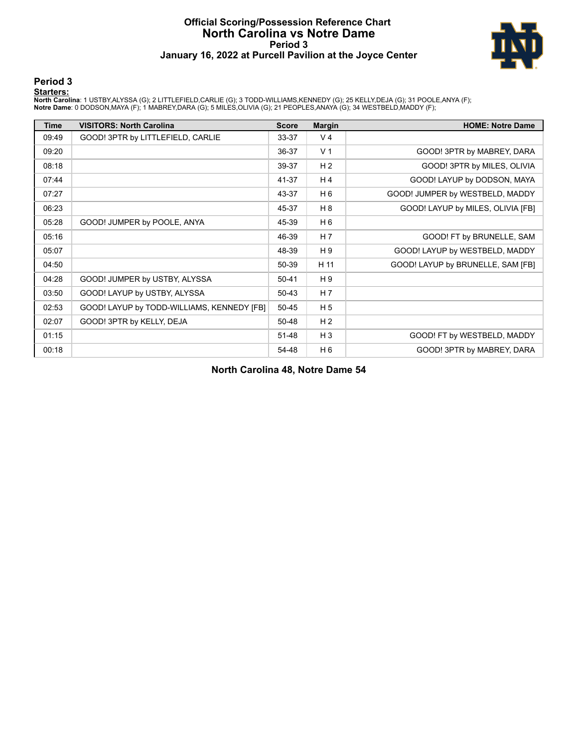# Official Scoring/Possession Reference Chart
## North Carolina vs Notre Dame
### Period 3
### January 16, 2022 at Purcell Pavilion at the Joyce Center

## Period 3

**Starters:**

**North Carolina**: 1 USTBY,ALYSSA (G); 2 LITTLEFIELD,CARLIE (G); 3 TODD-WILLIAMS,KENNEDY (G); 25 KELLY,DEJA (G); 31 POOLE,ANYA (F);
**Notre Dame**: 0 DODSON,MAYA (F); 1 MABREY,DARA (G); 5 MILES,OLIVIA (G); 21 PEOPLES,ANAYA (G); 34 WESTBELD,MADDY (F);

| Time | VISITORS: North Carolina | Score | Margin | HOME: Notre Dame |
|---|---|---|---|---|
| 09:49 | GOOD! 3PTR by LITTLEFIELD, CARLIE | 33-37 | V 4 | |
| 09:20 | | 36-37 | V 1 | GOOD! 3PTR by MABREY, DARA |
| 08:18 | | 39-37 | H 2 | GOOD! 3PTR by MILES, OLIVIA |
| 07:44 | | 41-37 | H 4 | GOOD! LAYUP by DODSON, MAYA |
| 07:27 | | 43-37 | H 6 | GOOD! JUMPER by WESTBELD, MADDY |
| 06:23 | | 45-37 | H 8 | GOOD! LAYUP by MILES, OLIVIA [FB] |
| 05:28 | GOOD! JUMPER by POOLE, ANYA | 45-39 | H 6 | |
| 05:16 | | 46-39 | H 7 | GOOD! FT by BRUNELLE, SAM |
| 05:07 | | 48-39 | H 9 | GOOD! LAYUP by WESTBELD, MADDY |
| 04:50 | | 50-39 | H 11 | GOOD! LAYUP by BRUNELLE, SAM [FB] |
| 04:28 | GOOD! JUMPER by USTBY, ALYSSA | 50-41 | H 9 | |
| 03:50 | GOOD! LAYUP by USTBY, ALYSSA | 50-43 | H 7 | |
| 02:53 | GOOD! LAYUP by TODD-WILLIAMS, KENNEDY [FB] | 50-45 | H 5 | |
| 02:07 | GOOD! 3PTR by KELLY, DEJA | 50-48 | H 2 | |
| 01:15 | | 51-48 | H 3 | GOOD! FT by WESTBELD, MADDY |
| 00:18 | | 54-48 | H 6 | GOOD! 3PTR by MABREY, DARA |

**North Carolina 48, Notre Dame 54**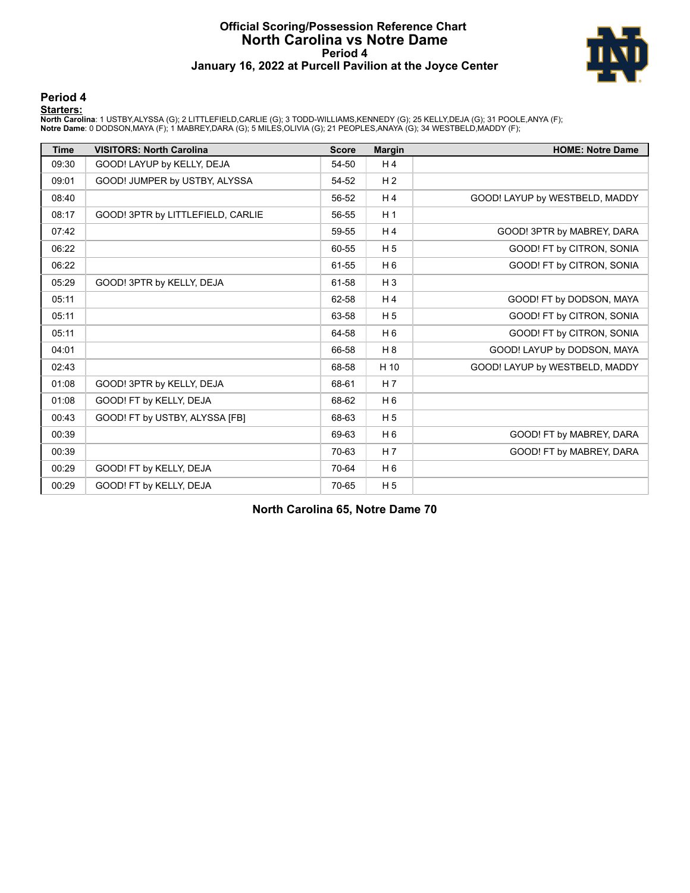# Official Scoring/Possession Reference Chart
# North Carolina vs Notre Dame
# Period 4
# January 16, 2022 at Purcell Pavilion at the Joyce Center

## Period 4

**Starters:**

**North Carolina**: 1 USTBY,ALYSSA (G); 2 LITTLEFIELD,CARLIE (G); 3 TODD-WILLIAMS,KENNEDY (G); 25 KELLY,DEJA (G); 31 POOLE,ANYA (F);
**Notre Dame**: 0 DODSON,MAYA (F); 1 MABREY,DARA (G); 5 MILES,OLIVIA (G); 21 PEOPLES,ANAYA (G); 34 WESTBELD,MADDY (F);

| Time | VISITORS: North Carolina | Score | Margin | HOME: Notre Dame |
|---|---|---|---|---|
| 09:30 | GOOD! LAYUP by KELLY, DEJA | 54-50 | H 4 | |
| 09:01 | GOOD! JUMPER by USTBY, ALYSSA | 54-52 | H 2 | |
| 08:40 | | 56-52 | H 4 | GOOD! LAYUP by WESTBELD, MADDY |
| 08:17 | GOOD! 3PTR by LITTLEFIELD, CARLIE | 56-55 | H 1 | |
| 07:42 | | 59-55 | H 4 | GOOD! 3PTR by MABREY, DARA |
| 06:22 | | 60-55 | H 5 | GOOD! FT by CITRON, SONIA |
| 06:22 | | 61-55 | H 6 | GOOD! FT by CITRON, SONIA |
| 05:29 | GOOD! 3PTR by KELLY, DEJA | 61-58 | H 3 | |
| 05:11 | | 62-58 | H 4 | GOOD! FT by DODSON, MAYA |
| 05:11 | | 63-58 | H 5 | GOOD! FT by CITRON, SONIA |
| 05:11 | | 64-58 | H 6 | GOOD! FT by CITRON, SONIA |
| 04:01 | | 66-58 | H 8 | GOOD! LAYUP by DODSON, MAYA |
| 02:43 | | 68-58 | H 10 | GOOD! LAYUP by WESTBELD, MADDY |
| 01:08 | GOOD! 3PTR by KELLY, DEJA | 68-61 | H 7 | |
| 01:08 | GOOD! FT by KELLY, DEJA | 68-62 | H 6 | |
| 00:43 | GOOD! FT by USTBY, ALYSSA [FB] | 68-63 | H 5 | |
| 00:39 | | 69-63 | H 6 | GOOD! FT by MABREY, DARA |
| 00:39 | | 70-63 | H 7 | GOOD! FT by MABREY, DARA |
| 00:29 | GOOD! FT by KELLY, DEJA | 70-64 | H 6 | |
| 00:29 | GOOD! FT by KELLY, DEJA | 70-65 | H 5 | |

**North Carolina 65, Notre Dame 70**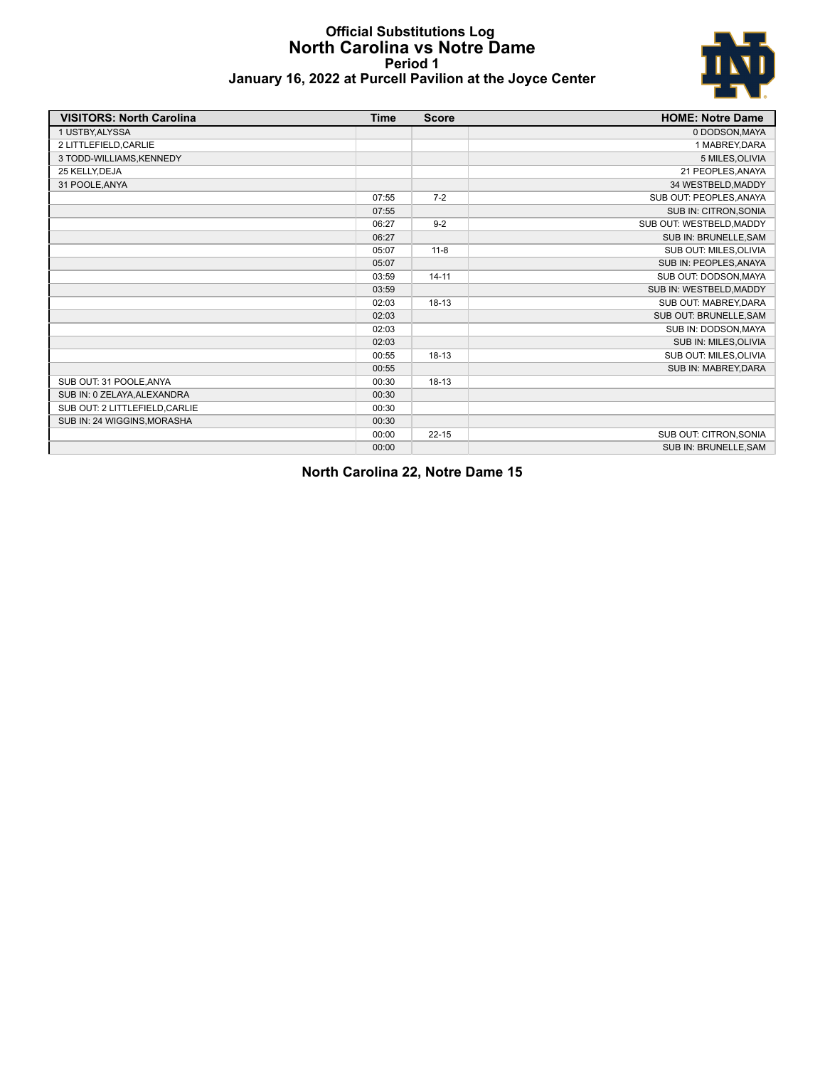# Official Substitutions Log
## North Carolina vs Notre Dame
### Period 1
### January 16, 2022 at Purcell Pavilion at the Joyce Center

| VISITORS: North Carolina | Time | Score | HOME: Notre Dame |
|---|---|---|---|
| 1 USTBY,ALYSSA | | | 0 DODSON,MAYA |
| 2 LITTLEFIELD,CARLIE | | | 1 MABREY,DARA |
| 3 TODD-WILLIAMS,KENNEDY | | | 5 MILES,OLIVIA |
| 25 KELLY,DEJA | | | 21 PEOPLES,ANAYA |
| 31 POOLE,ANYA | | | 34 WESTBELD,MADDY |
| | 07:55 | 7-2 | SUB OUT: PEOPLES,ANAYA |
| | 07:55 | | SUB IN: CITRON,SONIA |
| | 06:27 | 9-2 | SUB OUT: WESTBELD,MADDY |
| | 06:27 | | SUB IN: BRUNELLE,SAM |
| | 05:07 | 11-8 | SUB OUT: MILES,OLIVIA |
| | 05:07 | | SUB IN: PEOPLES,ANAYA |
| | 03:59 | 14-11 | SUB OUT: DODSON,MAYA |
| | 03:59 | | SUB IN: WESTBELD,MADDY |
| | 02:03 | 18-13 | SUB OUT: MABREY,DARA |
| | 02:03 | | SUB OUT: BRUNELLE,SAM |
| | 02:03 | | SUB IN: DODSON,MAYA |
| | 02:03 | | SUB IN: MILES,OLIVIA |
| | 00:55 | 18-13 | SUB OUT: MILES,OLIVIA |
| | 00:55 | | SUB IN: MABREY,DARA |
| SUB OUT: 31 POOLE,ANYA | 00:30 | 18-13 | |
| SUB IN: 0 ZELAYA,ALEXANDRA | 00:30 | | |
| SUB OUT: 2 LITTLEFIELD,CARLIE | 00:30 | | |
| SUB IN: 24 WIGGINS,MORASHA | 00:30 | | |
| | 00:00 | 22-15 | SUB OUT: CITRON,SONIA |
| | 00:00 | | SUB IN: BRUNELLE,SAM |

**North Carolina 22, Notre Dame 15**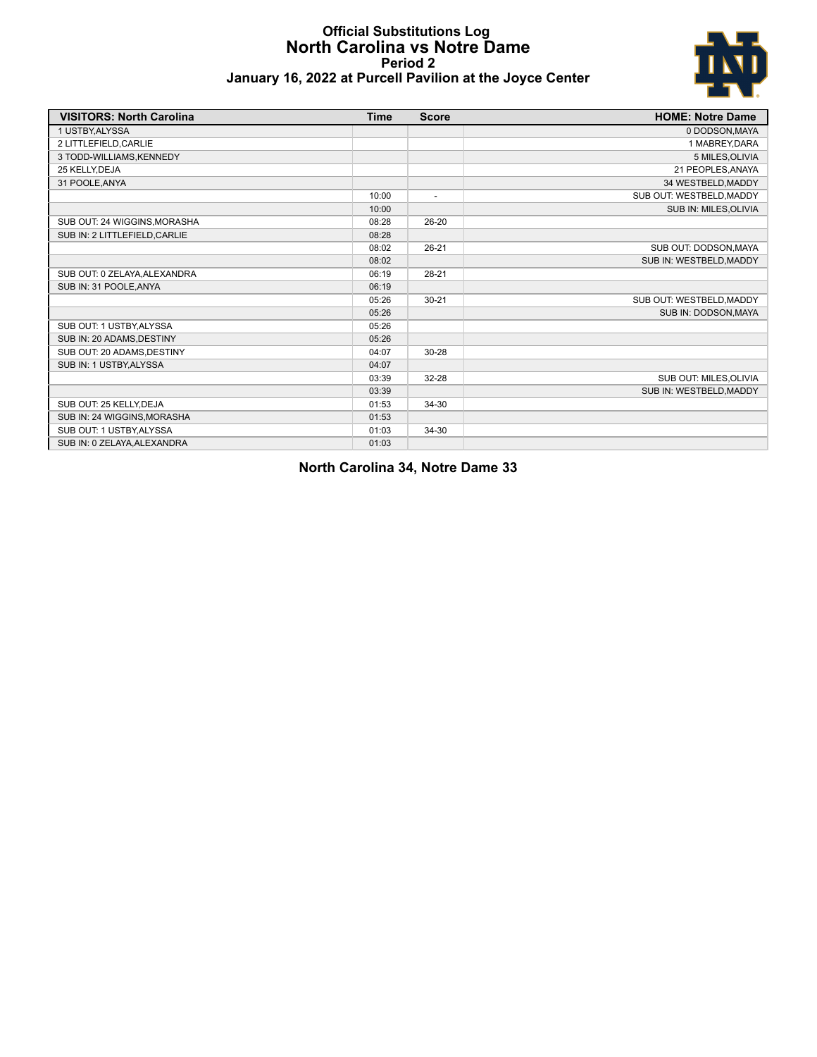# Official Substitutions Log
## North Carolina vs Notre Dame
### Period 2
### January 16, 2022 at Purcell Pavilion at the Joyce Center

| VISITORS: North Carolina | Time | Score | HOME: Notre Dame |
|---|---|---|---|
| 1 USTBY,ALYSSA | | | 0 DODSON,MAYA |
| 2 LITTLEFIELD,CARLIE | | | 1 MABREY,DARA |
| 3 TODD-WILLIAMS,KENNEDY | | | 5 MILES,OLIVIA |
| 25 KELLY,DEJA | | | 21 PEOPLES,ANAYA |
| 31 POOLE,ANYA | | | 34 WESTBELD,MADDY |
| | 10:00 | - | SUB OUT: WESTBELD,MADDY |
| | 10:00 | | SUB IN: MILES,OLIVIA |
| SUB OUT: 24 WIGGINS,MORASHA | 08:28 | 26-20 | |
| SUB IN: 2 LITTLEFIELD,CARLIE | 08:28 | | |
| | 08:02 | 26-21 | SUB OUT: DODSON,MAYA |
| | 08:02 | | SUB IN: WESTBELD,MADDY |
| SUB OUT: 0 ZELAYA,ALEXANDRA | 06:19 | 28-21 | |
| SUB IN: 31 POOLE,ANYA | 06:19 | | |
| | 05:26 | 30-21 | SUB OUT: WESTBELD,MADDY |
| | 05:26 | | SUB IN: DODSON,MAYA |
| SUB OUT: 1 USTBY,ALYSSA | 05:26 | | |
| SUB IN: 20 ADAMS,DESTINY | 05:26 | | |
| SUB OUT: 20 ADAMS,DESTINY | 04:07 | 30-28 | |
| SUB IN: 1 USTBY,ALYSSA | 04:07 | | |
| | 03:39 | 32-28 | SUB OUT: MILES,OLIVIA |
| | 03:39 | | SUB IN: WESTBELD,MADDY |
| SUB OUT: 25 KELLY,DEJA | 01:53 | 34-30 | |
| SUB IN: 24 WIGGINS,MORASHA | 01:53 | | |
| SUB OUT: 1 USTBY,ALYSSA | 01:03 | 34-30 | |
| SUB IN: 0 ZELAYA,ALEXANDRA | 01:03 | | |

**North Carolina 34, Notre Dame 33**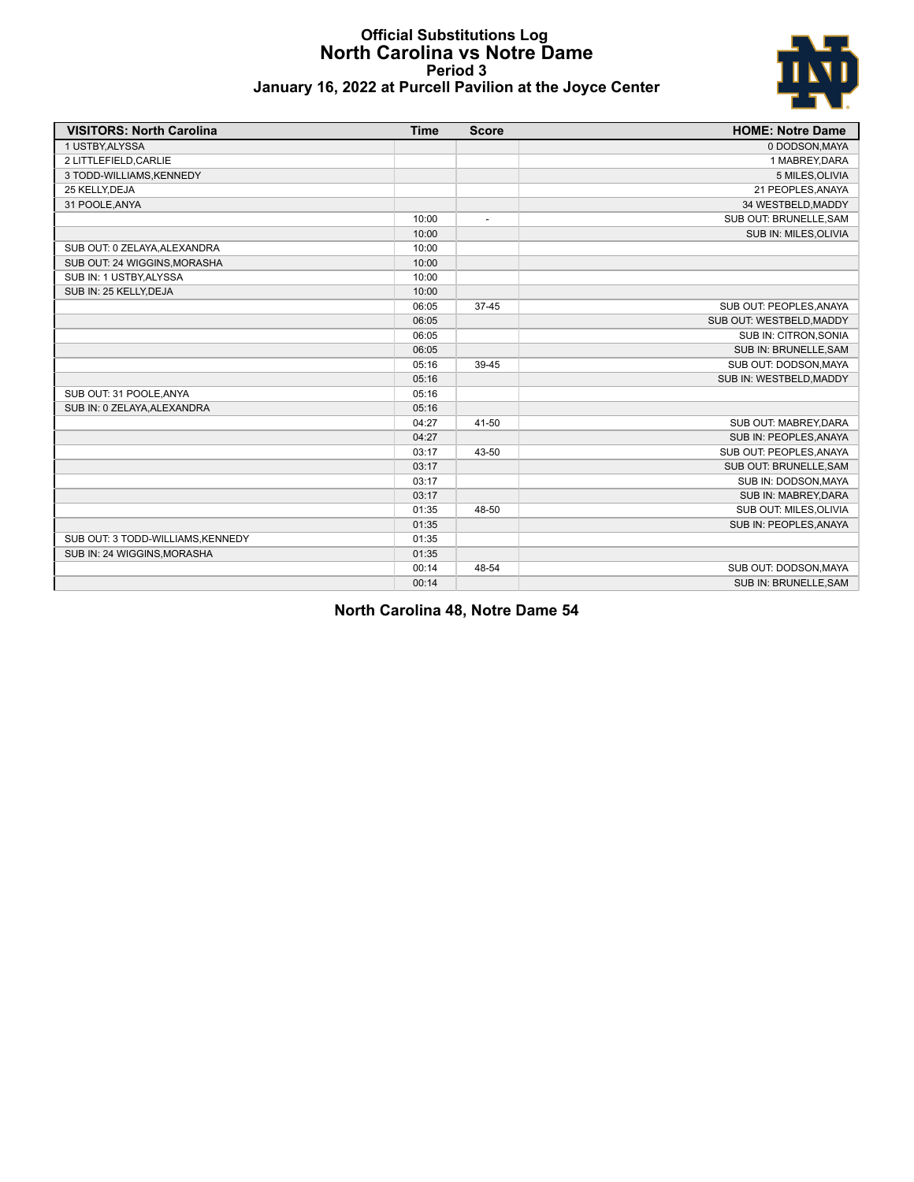# Official Substitutions Log
# North Carolina vs Notre Dame
## Period 3
### January 16, 2022 at Purcell Pavilion at the Joyce Center

| VISITORS: North Carolina | Time | Score | HOME: Notre Dame |
|---|---|---|---|
| 1 USTBY,ALYSSA | | | 0 DODSON,MAYA |
| 2 LITTLEFIELD,CARLIE | | | 1 MABREY,DARA |
| 3 TODD-WILLIAMS,KENNEDY | | | 5 MILES,OLIVIA |
| 25 KELLY,DEJA | | | 21 PEOPLES,ANAYA |
| 31 POOLE,ANYA | | | 34 WESTBELD,MADDY |
| | 10:00 | - | SUB OUT: BRUNELLE,SAM |
| | 10:00 | | SUB IN: MILES,OLIVIA |
| SUB OUT: 0 ZELAYA,ALEXANDRA | 10:00 | | |
| SUB OUT: 24 WIGGINS,MORASHA | 10:00 | | |
| SUB IN: 1 USTBY,ALYSSA | 10:00 | | |
| SUB IN: 25 KELLY,DEJA | 10:00 | | |
| | 06:05 | 37-45 | SUB OUT: PEOPLES,ANAYA |
| | 06:05 | | SUB OUT: WESTBELD,MADDY |
| | 06:05 | | SUB IN: CITRON,SONIA |
| | 06:05 | | SUB IN: BRUNELLE,SAM |
| | 05:16 | 39-45 | SUB OUT: DODSON,MAYA |
| | 05:16 | | SUB IN: WESTBELD,MADDY |
| SUB OUT: 31 POOLE,ANYA | 05:16 | | |
| SUB IN: 0 ZELAYA,ALEXANDRA | 05:16 | | |
| | 04:27 | 41-50 | SUB OUT: MABREY,DARA |
| | 04:27 | | SUB IN: PEOPLES,ANAYA |
| | 03:17 | 43-50 | SUB OUT: PEOPLES,ANAYA |
| | 03:17 | | SUB OUT: BRUNELLE,SAM |
| | 03:17 | | SUB IN: DODSON,MAYA |
| | 03:17 | | SUB IN: MABREY,DARA |
| | 01:35 | 48-50 | SUB OUT: MILES,OLIVIA |
| | 01:35 | | SUB IN: PEOPLES,ANAYA |
| SUB OUT: 3 TODD-WILLIAMS,KENNEDY | 01:35 | | |
| SUB IN: 24 WIGGINS,MORASHA | 01:35 | | |
| | 00:14 | 48-54 | SUB OUT: DODSON,MAYA |
| | 00:14 | | SUB IN: BRUNELLE,SAM |

**North Carolina 48, Notre Dame 54**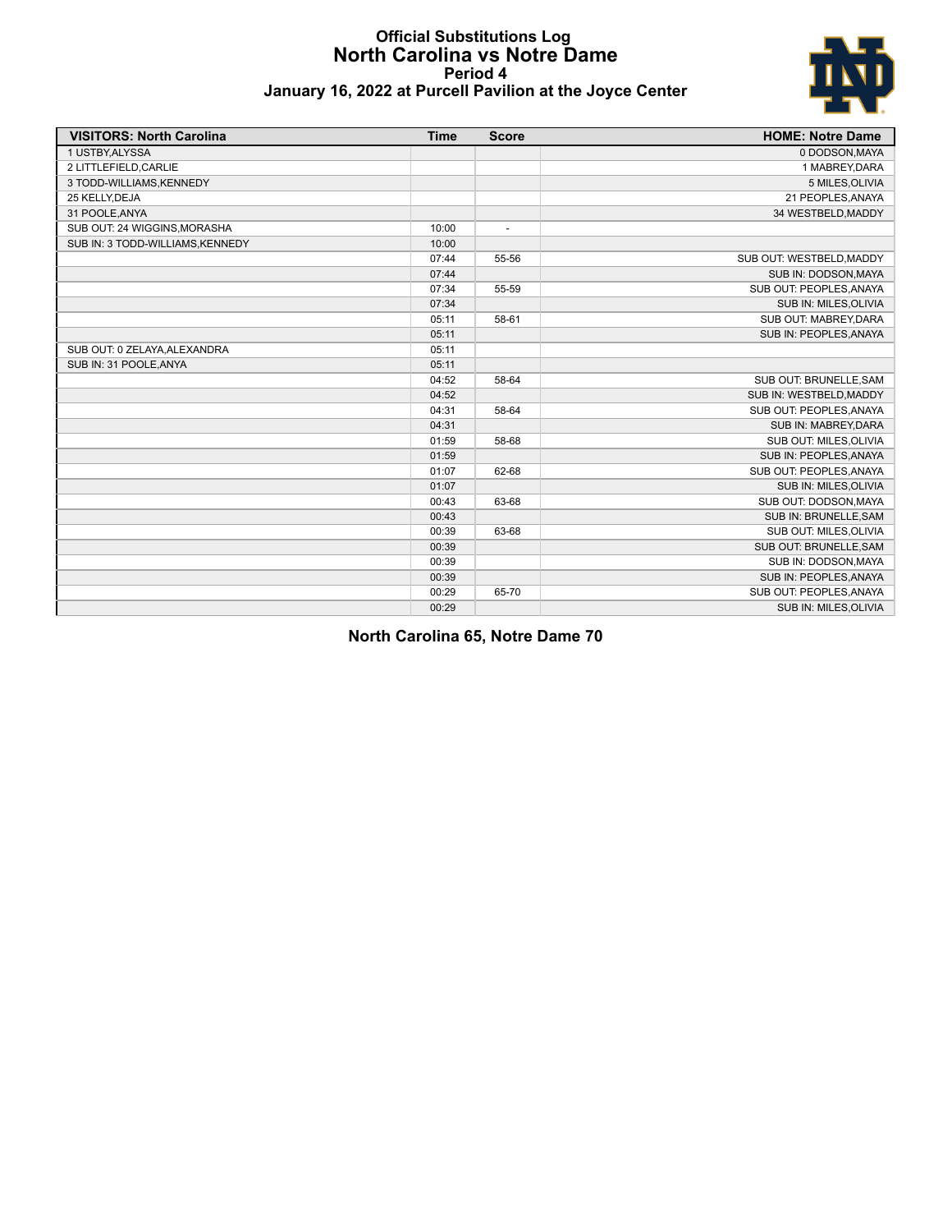# Official Substitutions Log
## North Carolina vs Notre Dame
### Period 4
### January 16, 2022 at Purcell Pavilion at the Joyce Center

| VISITORS: North Carolina | Time | Score | HOME: Notre Dame |
|---|---|---|---|
| 1 USTBY,ALYSSA | | | 0 DODSON,MAYA |
| 2 LITTLEFIELD,CARLIE | | | 1 MABREY,DARA |
| 3 TODD-WILLIAMS,KENNEDY | | | 5 MILES,OLIVIA |
| 25 KELLY,DEJA | | | 21 PEOPLES,ANAYA |
| 31 POOLE,ANYA | | | 34 WESTBELD,MADDY |
| SUB OUT: 24 WIGGINS,MORASHA | 10:00 | - | |
| SUB IN: 3 TODD-WILLIAMS,KENNEDY | 10:00 | | |
| | 07:44 | 55-56 | SUB OUT: WESTBELD,MADDY |
| | 07:44 | | SUB IN: DODSON,MAYA |
| | 07:34 | 55-59 | SUB OUT: PEOPLES,ANAYA |
| | 07:34 | | SUB IN: MILES,OLIVIA |
| | 05:11 | 58-61 | SUB OUT: MABREY,DARA |
| | 05:11 | | SUB IN: PEOPLES,ANAYA |
| SUB OUT: 0 ZELAYA,ALEXANDRA | 05:11 | | |
| SUB IN: 31 POOLE,ANYA | 05:11 | | |
| | 04:52 | 58-64 | SUB OUT: BRUNELLE,SAM |
| | 04:52 | | SUB IN: WESTBELD,MADDY |
| | 04:31 | 58-64 | SUB OUT: PEOPLES,ANAYA |
| | 04:31 | | SUB IN: MABREY,DARA |
| | 01:59 | 58-68 | SUB OUT: MILES,OLIVIA |
| | 01:59 | | SUB IN: PEOPLES,ANAYA |
| | 01:07 | 62-68 | SUB OUT: PEOPLES,ANAYA |
| | 01:07 | | SUB IN: MILES,OLIVIA |
| | 00:43 | 63-68 | SUB OUT: DODSON,MAYA |
| | 00:43 | | SUB IN: BRUNELLE,SAM |
| | 00:39 | 63-68 | SUB OUT: MILES,OLIVIA |
| | 00:39 | | SUB OUT: BRUNELLE,SAM |
| | 00:39 | | SUB IN: DODSON,MAYA |
| | 00:39 | | SUB IN: PEOPLES,ANAYA |
| | 00:29 | 65-70 | SUB OUT: PEOPLES,ANAYA |
| | 00:29 | | SUB IN: MILES,OLIVIA |

**North Carolina 65, Notre Dame 70**